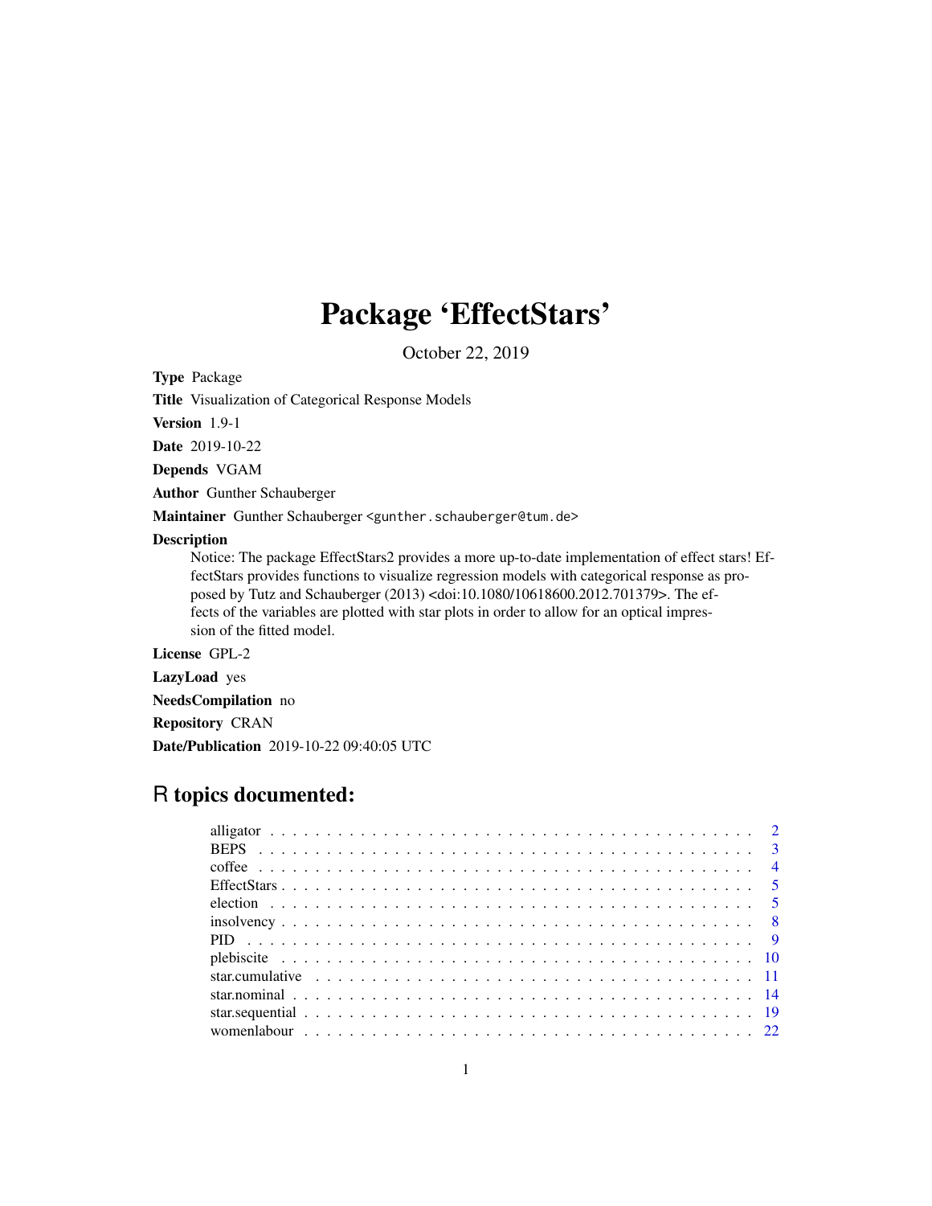# Package 'EffectStars'

October 22, 2019

**Type** Package

**Title** Visualization of Categorical Response Models

**Version** 1.9-1

**Date** 2019-10-22

**Depends** VGAM

**Author** Gunther Schauberger

**Maintainer** Gunther Schauberger <gunther.schauberger@tum.de>

**Description**

Notice: The package EffectStars2 provides a more up-to-date implementation of effect stars! EffectStars provides functions to visualize regression models with categorical response as proposed by Tutz and Schauberger (2013) <doi:10.1080/10618600.2012.701379>. The effects of the variables are plotted with star plots in order to allow for an optical impression of the fitted model.

**License** GPL-2

**LazyLoad** yes

**NeedsCompilation** no

**Repository** CRAN

**Date/Publication** 2019-10-22 09:40:05 UTC

## R topics documented:

| | |
|---|---|
| alligator | 2 |
| BEPS | 3 |
| coffee | 4 |
| EffectStars | 5 |
| election | 5 |
| insolvency | 8 |
| PID | 9 |
| plebiscite | 10 |
| star.cumulative | 11 |
| star.nominal | 14 |
| star.sequential | 19 |
| womenlabour | 22 |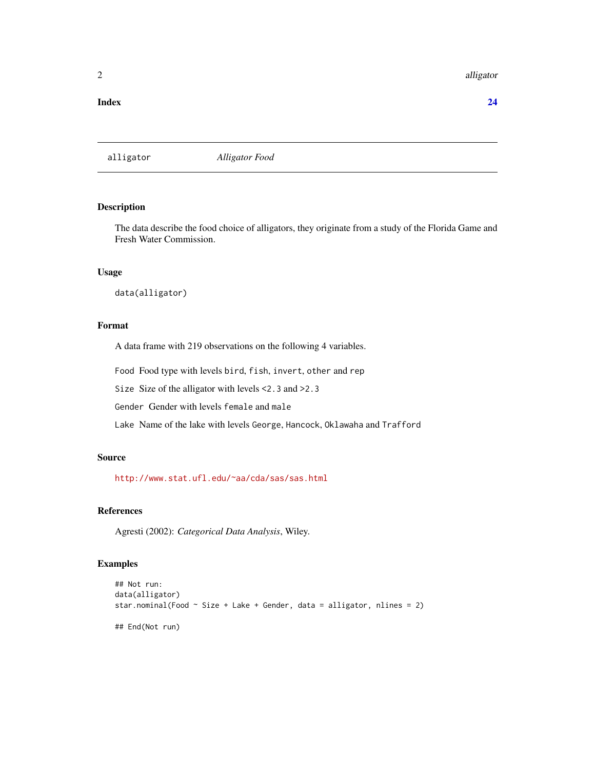**Index** **24**

---

`alligator` *Alligator Food*

---

## Description

The data describe the food choice of alligators, they originate from a study of the Florida Game and Fresh Water Commission.

## Usage

```
data(alligator)
```

## Format

A data frame with 219 observations on the following 4 variables.

- `Food` Food type with levels `bird`, `fish`, `invert`, `other` and `rep`
- `Size` Size of the alligator with levels `<2.3` and `>2.3`
- `Gender` Gender with levels `female` and `male`
- `Lake` Name of the lake with levels `George`, `Hancock`, `Oklawaha` and `Trafford`

## Source

http://www.stat.ufl.edu/~aa/cda/sas/sas.html

## References

Agresti (2002): *Categorical Data Analysis*, Wiley.

## Examples

```
## Not run:
data(alligator)
star.nominal(Food ~ Size + Lake + Gender, data = alligator, nlines = 2)

## End(Not run)
```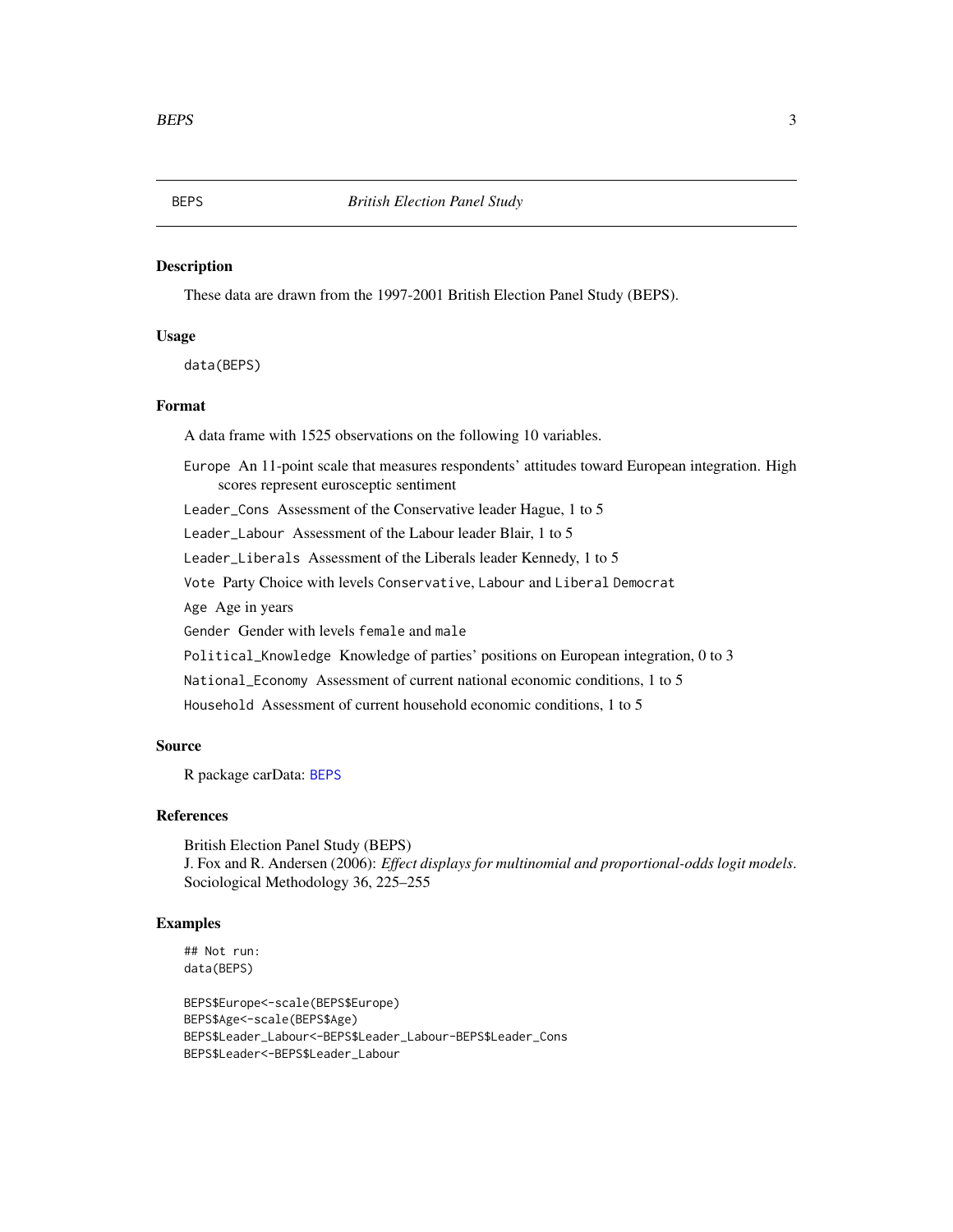BEPS *British Election Panel Study*

## Description

These data are drawn from the 1997-2001 British Election Panel Study (BEPS).

## Usage

```
data(BEPS)
```

## Format

A data frame with 1525 observations on the following 10 variables.

- `Europe` An 11-point scale that measures respondents' attitudes toward European integration. High scores represent eurosceptic sentiment
- `Leader_Cons` Assessment of the Conservative leader Hague, 1 to 5
- `Leader_Labour` Assessment of the Labour leader Blair, 1 to 5
- `Leader_Liberals` Assessment of the Liberals leader Kennedy, 1 to 5
- `Vote` Party Choice with levels `Conservative`, `Labour` and `Liberal Democrat`
- `Age` Age in years
- `Gender` Gender with levels `female` and `male`
- `Political_Knowledge` Knowledge of parties' positions on European integration, 0 to 3
- `National_Economy` Assessment of current national economic conditions, 1 to 5
- `Household` Assessment of current household economic conditions, 1 to 5

## Source

R package carData: `BEPS`

## References

British Election Panel Study (BEPS)
J. Fox and R. Andersen (2006): *Effect displays for multinomial and proportional-odds logit models*. Sociological Methodology 36, 225–255

## Examples

```
## Not run:
data(BEPS)

BEPS$Europe<-scale(BEPS$Europe)
BEPS$Age<-scale(BEPS$Age)
BEPS$Leader_Labour<-BEPS$Leader_Labour-BEPS$Leader_Cons
BEPS$Leader<-BEPS$Leader_Labour
```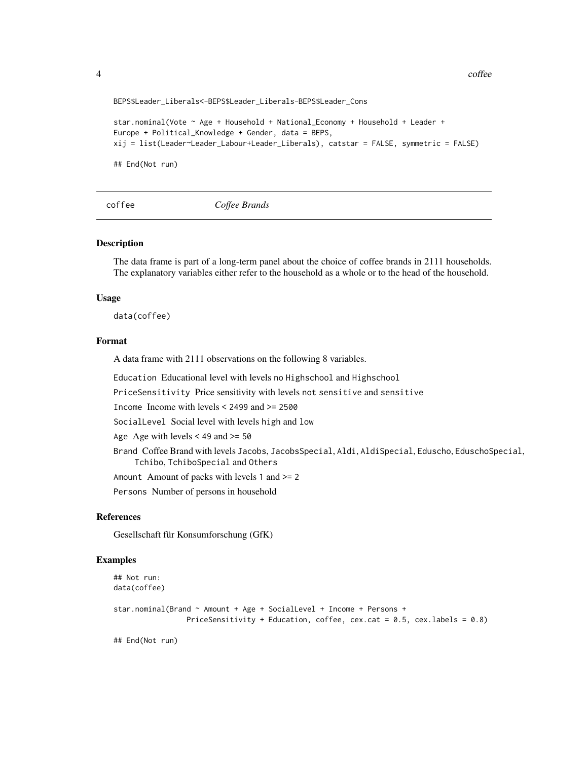```
BEPS$Leader_Liberals<-BEPS$Leader_Liberals-BEPS$Leader_Cons

star.nominal(Vote ~ Age + Household + National_Economy + Household + Leader +
Europe + Political_Knowledge + Gender, data = BEPS,
xij = list(Leader~Leader_Labour+Leader_Liberals), catstar = FALSE, symmetric = FALSE)

## End(Not run)
```

---

## coffee *Coffee Brands*

---

### Description

The data frame is part of a long-term panel about the choice of coffee brands in 2111 households. The explanatory variables either refer to the household as a whole or to the head of the household.

### Usage

```
data(coffee)
```

### Format

A data frame with 2111 observations on the following 8 variables.

- `Education` Educational level with levels `no Highschool` and `Highschool`
- `PriceSensitivity` Price sensitivity with levels `not sensitive` and `sensitive`
- `Income` Income with levels `< 2499` and `>= 2500`
- `SocialLevel` Social level with levels `high` and `low`
- `Age` Age with levels `< 49` and `>= 50`
- `Brand` Coffee Brand with levels `Jacobs`, `JacobsSpecial`, `Aldi`, `AldiSpecial`, `Eduscho`, `EduschoSpecial`, `Tchibo`, `TchiboSpecial` and `Others`
- `Amount` Amount of packs with levels `1` and `>= 2`
- `Persons` Number of persons in household

### References

Gesellschaft für Konsumforschung (GfK)

### Examples

```
## Not run:
data(coffee)

star.nominal(Brand ~ Amount + Age + SocialLevel + Income + Persons +
                PriceSensitivity + Education, coffee, cex.cat = 0.5, cex.labels = 0.8)

## End(Not run)
```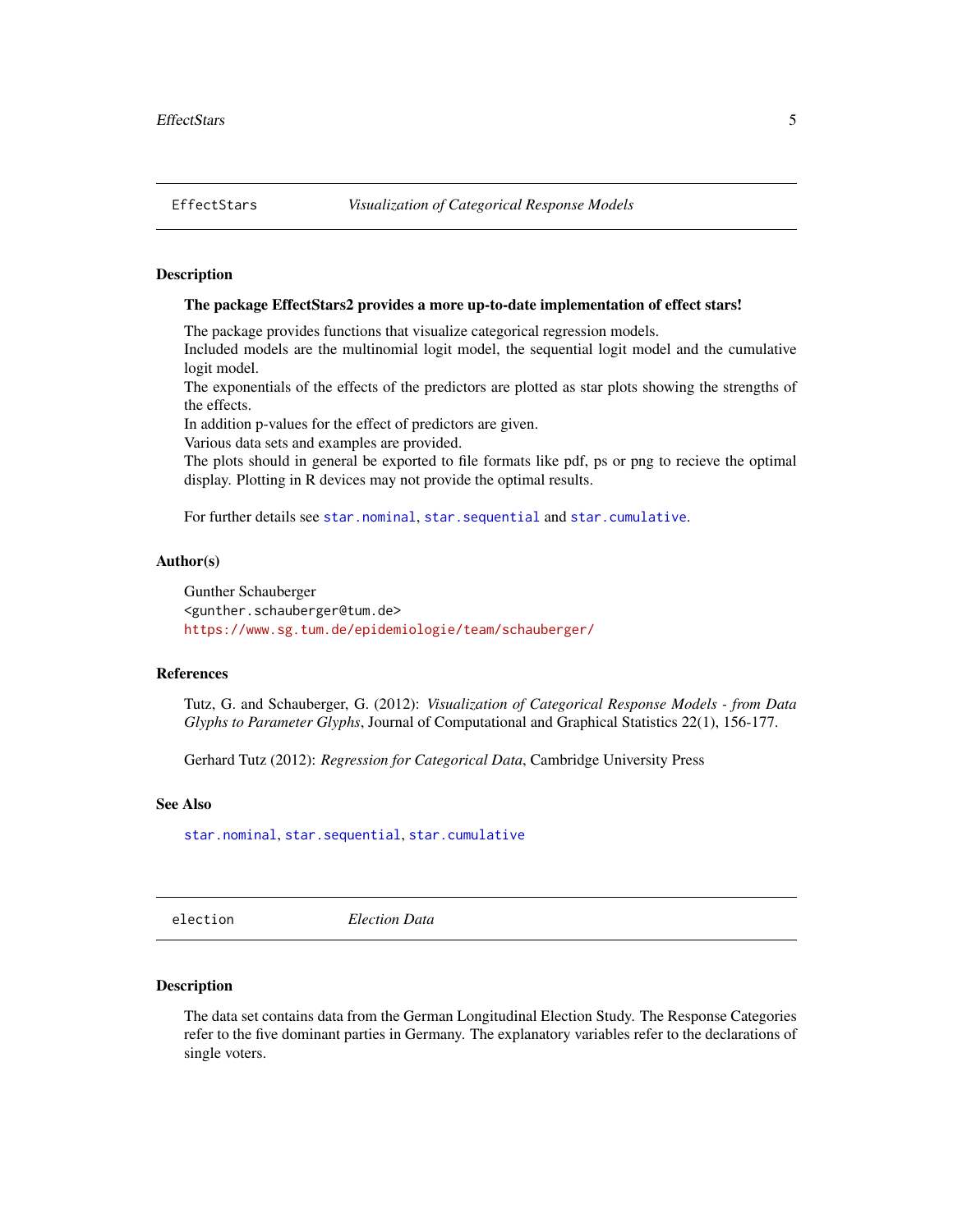## EffectStars — *Visualization of Categorical Response Models*

### Description

**The package EffectStars2 provides a more up-to-date implementation of effect stars!**

The package provides functions that visualize categorical regression models.
Included models are the multinomial logit model, the sequential logit model and the cumulative logit model.
The exponentials of the effects of the predictors are plotted as star plots showing the strengths of the effects.
In addition p-values for the effect of predictors are given.
Various data sets and examples are provided.
The plots should in general be exported to file formats like pdf, ps or png to recieve the optimal display. Plotting in R devices may not provide the optimal results.

For further details see `star.nominal`, `star.sequential` and `star.cumulative`.

### Author(s)

Gunther Schauberger
`<gunther.schauberger@tum.de>`
https://www.sg.tum.de/epidemiologie/team/schauberger/

### References

Tutz, G. and Schauberger, G. (2012): *Visualization of Categorical Response Models - from Data Glyphs to Parameter Glyphs*, Journal of Computational and Graphical Statistics 22(1), 156-177.

Gerhard Tutz (2012): *Regression for Categorical Data*, Cambridge University Press

### See Also

`star.nominal`, `star.sequential`, `star.cumulative`

## election — *Election Data*

### Description

The data set contains data from the German Longitudinal Election Study. The Response Categories refer to the five dominant parties in Germany. The explanatory variables refer to the declarations of single voters.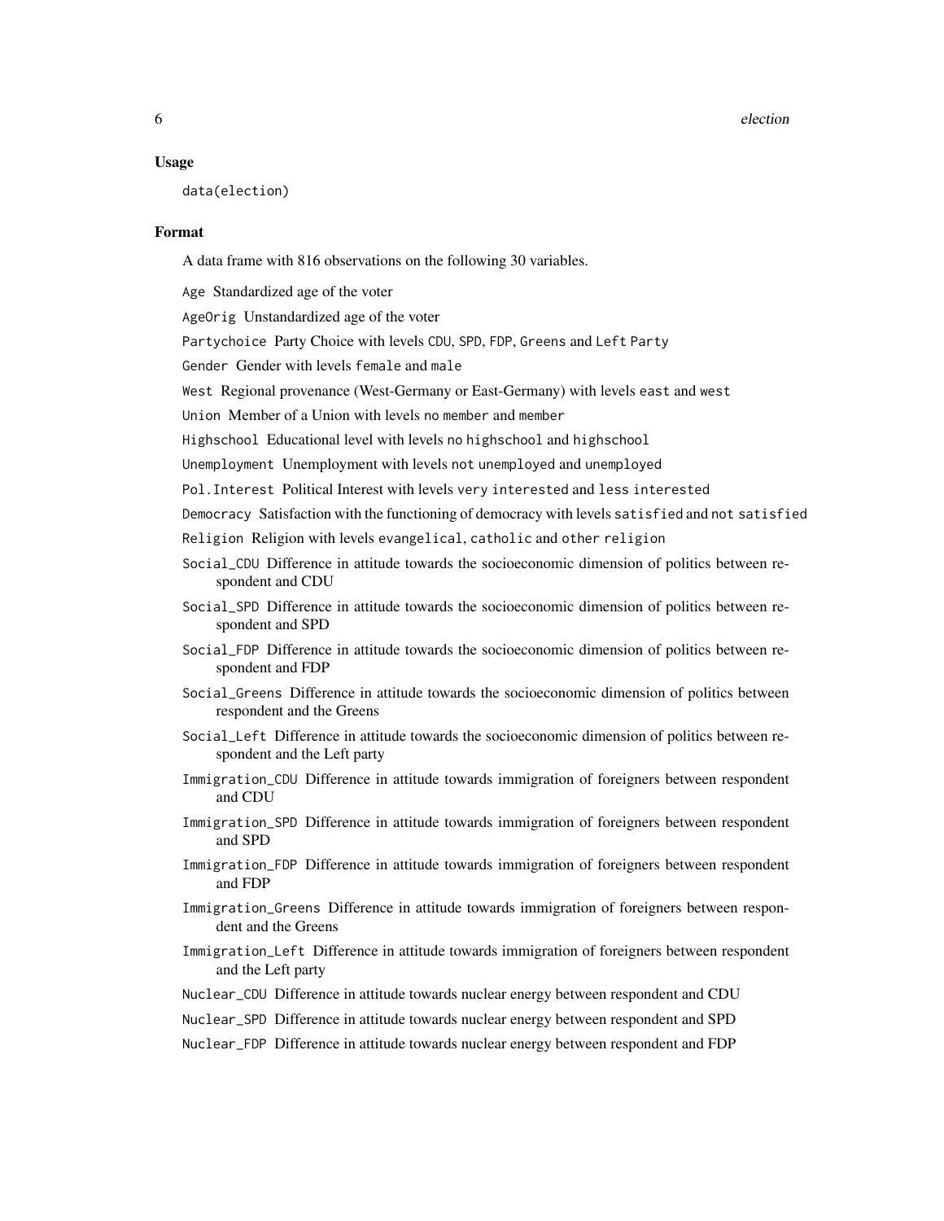### Usage

```
data(election)
```

### Format

A data frame with 816 observations on the following 30 variables.

- `Age` Standardized age of the voter
- `AgeOrig` Unstandardized age of the voter
- `Partychoice` Party Choice with levels `CDU`, `SPD`, `FDP`, `Greens` and `Left Party`
- `Gender` Gender with levels `female` and `male`
- `West` Regional provenance (West-Germany or East-Germany) with levels `east` and `west`
- `Union` Member of a Union with levels `no member` and `member`
- `Highschool` Educational level with levels `no highschool` and `highschool`
- `Unemployment` Unemployment with levels `not unemployed` and `unemployed`
- `Pol.Interest` Political Interest with levels `very interested` and `less interested`
- `Democracy` Satisfaction with the functioning of democracy with levels `satisfied` and `not satisfied`
- `Religion` Religion with levels `evangelical`, `catholic` and `other religion`
- `Social_CDU` Difference in attitude towards the socioeconomic dimension of politics between respondent and CDU
- `Social_SPD` Difference in attitude towards the socioeconomic dimension of politics between respondent and SPD
- `Social_FDP` Difference in attitude towards the socioeconomic dimension of politics between respondent and FDP
- `Social_Greens` Difference in attitude towards the socioeconomic dimension of politics between respondent and the Greens
- `Social_Left` Difference in attitude towards the socioeconomic dimension of politics between respondent and the Left party
- `Immigration_CDU` Difference in attitude towards immigration of foreigners between respondent and CDU
- `Immigration_SPD` Difference in attitude towards immigration of foreigners between respondent and SPD
- `Immigration_FDP` Difference in attitude towards immigration of foreigners between respondent and FDP
- `Immigration_Greens` Difference in attitude towards immigration of foreigners between respondent and the Greens
- `Immigration_Left` Difference in attitude towards immigration of foreigners between respondent and the Left party
- `Nuclear_CDU` Difference in attitude towards nuclear energy between respondent and CDU
- `Nuclear_SPD` Difference in attitude towards nuclear energy between respondent and SPD
- `Nuclear_FDP` Difference in attitude towards nuclear energy between respondent and FDP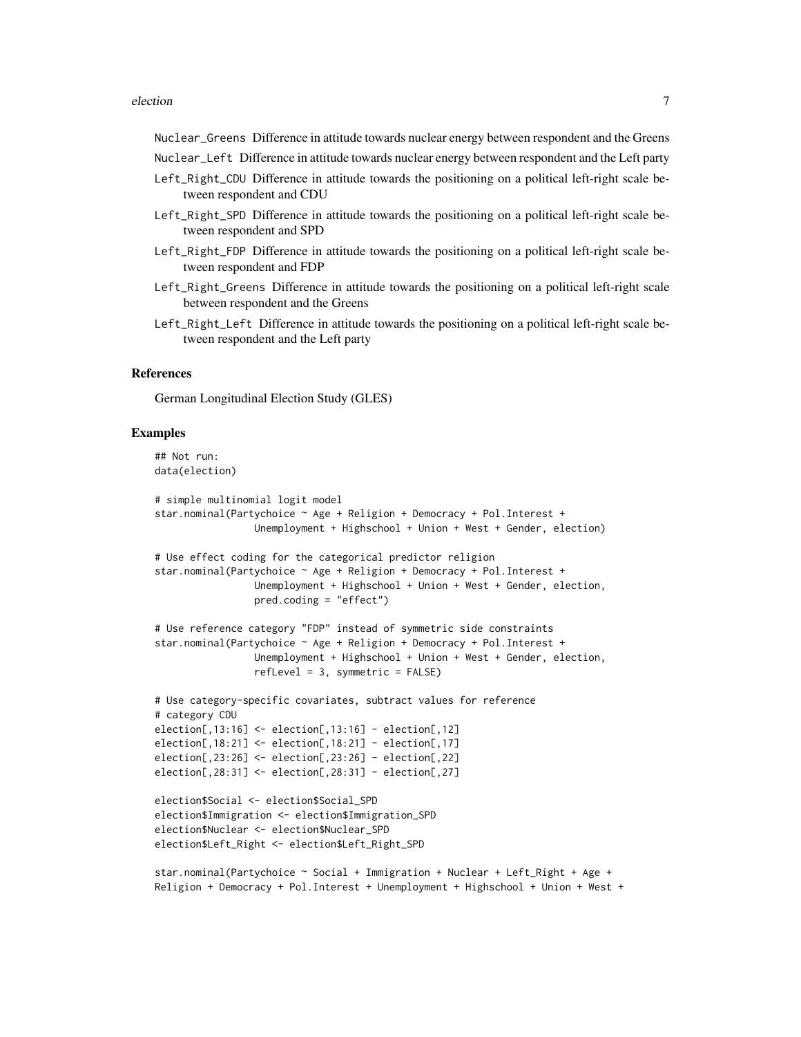Nuclear_Greens Difference in attitude towards nuclear energy between respondent and the Greens

Nuclear_Left Difference in attitude towards nuclear energy between respondent and the Left party

Left_Right_CDU Difference in attitude towards the positioning on a political left-right scale between respondent and CDU

Left_Right_SPD Difference in attitude towards the positioning on a political left-right scale between respondent and SPD

Left_Right_FDP Difference in attitude towards the positioning on a political left-right scale between respondent and FDP

Left_Right_Greens Difference in attitude towards the positioning on a political left-right scale between respondent and the Greens

Left_Right_Left Difference in attitude towards the positioning on a political left-right scale between respondent and the Left party

### References

German Longitudinal Election Study (GLES)

### Examples

```
## Not run:
data(election)

# simple multinomial logit model
star.nominal(Partychoice ~ Age + Religion + Democracy + Pol.Interest +
                Unemployment + Highschool + Union + West + Gender, election)

# Use effect coding for the categorical predictor religion
star.nominal(Partychoice ~ Age + Religion + Democracy + Pol.Interest +
                Unemployment + Highschool + Union + West + Gender, election,
                pred.coding = "effect")

# Use reference category "FDP" instead of symmetric side constraints
star.nominal(Partychoice ~ Age + Religion + Democracy + Pol.Interest +
                Unemployment + Highschool + Union + West + Gender, election,
                refLevel = 3, symmetric = FALSE)

# Use category-specific covariates, subtract values for reference
# category CDU
election[,13:16] <- election[,13:16] - election[,12]
election[,18:21] <- election[,18:21] - election[,17]
election[,23:26] <- election[,23:26] - election[,22]
election[,28:31] <- election[,28:31] - election[,27]

election$Social <- election$Social_SPD
election$Immigration <- election$Immigration_SPD
election$Nuclear <- election$Nuclear_SPD
election$Left_Right <- election$Left_Right_SPD

star.nominal(Partychoice ~ Social + Immigration + Nuclear + Left_Right + Age +
Religion + Democracy + Pol.Interest + Unemployment + Highschool + Union + West +
```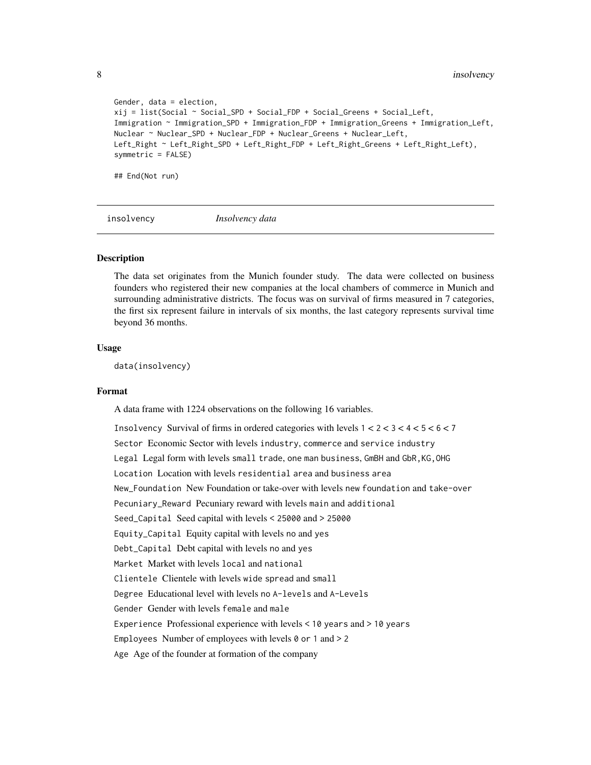```
Gender, data = election,
xij = list(Social ~ Social_SPD + Social_FDP + Social_Greens + Social_Left,
Immigration ~ Immigration_SPD + Immigration_FDP + Immigration_Greens + Immigration_Left,
Nuclear ~ Nuclear_SPD + Nuclear_FDP + Nuclear_Greens + Nuclear_Left,
Left_Right ~ Left_Right_SPD + Left_Right_FDP + Left_Right_Greens + Left_Right_Left),
symmetric = FALSE)

## End(Not run)
```

## insolvency    *Insolvency data*

### Description

The data set originates from the Munich founder study. The data were collected on business founders who registered their new companies at the local chambers of commerce in Munich and surrounding administrative districts. The focus was on survival of firms measured in 7 categories, the first six represent failure in intervals of six months, the last category represents survival time beyond 36 months.

### Usage

```
data(insolvency)
```

### Format

A data frame with 1224 observations on the following 16 variables.

- `Insolvency` Survival of firms in ordered categories with levels `1 < 2 < 3 < 4 < 5 < 6 < 7`
- `Sector` Economic Sector with levels `industry`, `commerce` and `service industry`
- `Legal` Legal form with levels `small trade`, `one man business`, `GmBH` and `GbR,KG,OHG`
- `Location` Location with levels `residential area` and `business area`
- `New_Foundation` New Foundation or take-over with levels `new foundation` and `take-over`
- `Pecuniary_Reward` Pecuniary reward with levels `main` and `additional`
- `Seed_Capital` Seed capital with levels `< 25000` and `> 25000`
- `Equity_Capital` Equity capital with levels `no` and `yes`
- `Debt_Capital` Debt capital with levels `no` and `yes`
- `Market` Market with levels `local` and `national`
- `Clientele` Clientele with levels `wide spread` and `small`
- `Degree` Educational level with levels `no A-levels` and `A-Levels`
- `Gender` Gender with levels `female` and `male`
- `Experience` Professional experience with levels `< 10 years` and `> 10 years`
- `Employees` Number of employees with levels `0 or 1` and `> 2`
- `Age` Age of the founder at formation of the company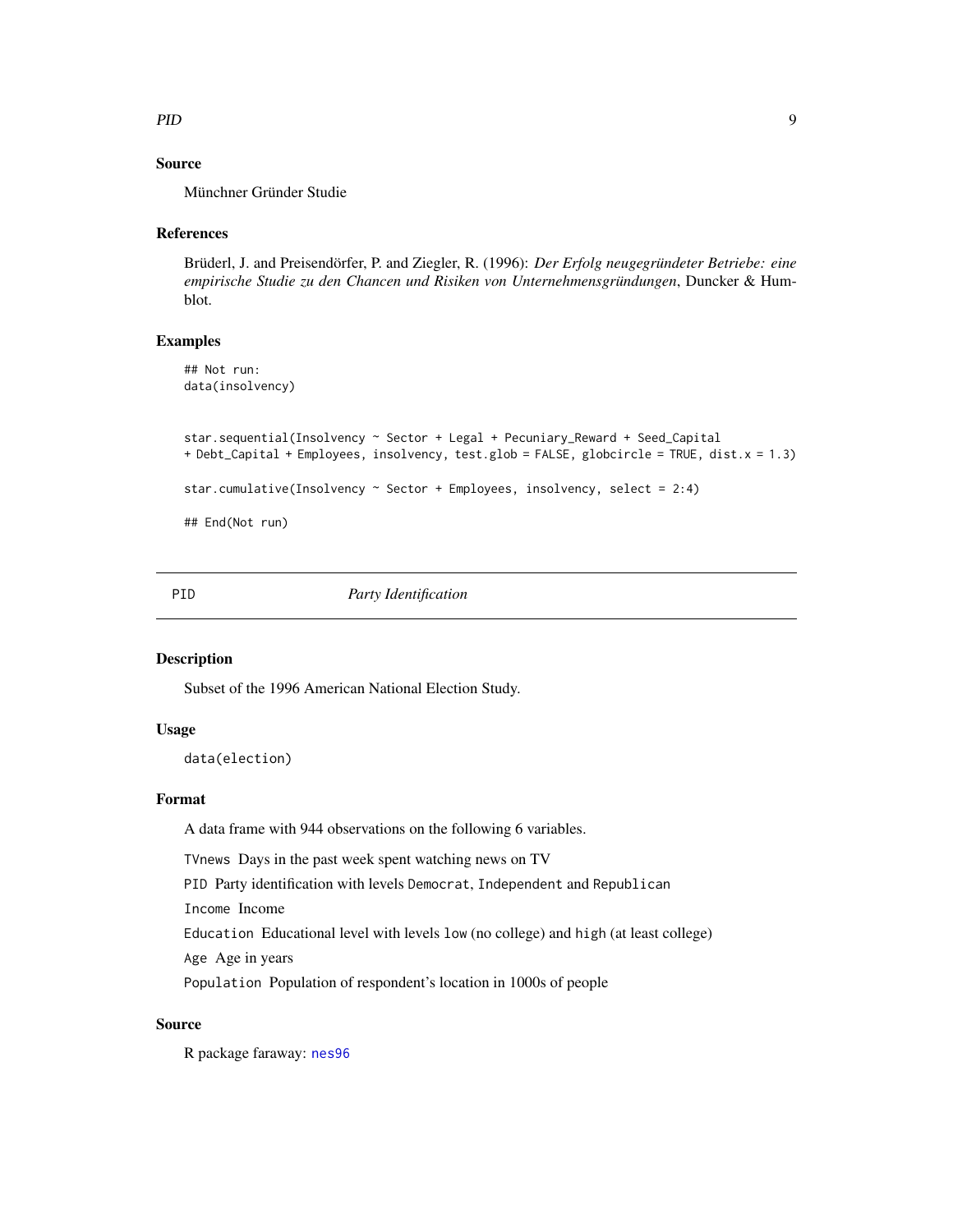## Source

Münchner Gründer Studie

## References

Brüderl, J. and Preisendörfer, P. and Ziegler, R. (1996): *Der Erfolg neugegründeter Betriebe: eine empirische Studie zu den Chancen und Risiken von Unternehmensgründungen*, Duncker & Humblot.

## Examples

```
## Not run:
data(insolvency)


star.sequential(Insolvency ~ Sector + Legal + Pecuniary_Reward + Seed_Capital
+ Debt_Capital + Employees, insolvency, test.glob = FALSE, globcircle = TRUE, dist.x = 1.3)

star.cumulative(Insolvency ~ Sector + Employees, insolvency, select = 2:4)

## End(Not run)
```

---

# PID — *Party Identification*

## Description

Subset of the 1996 American National Election Study.

## Usage

```
data(election)
```

## Format

A data frame with 944 observations on the following 6 variables.

- `TVnews` Days in the past week spent watching news on TV
- `PID` Party identification with levels `Democrat`, `Independent` and `Republican`
- `Income` Income
- `Education` Educational level with levels `low` (no college) and `high` (at least college)
- `Age` Age in years
- `Population` Population of respondent's location in 1000s of people

## Source

R package faraway: `nes96`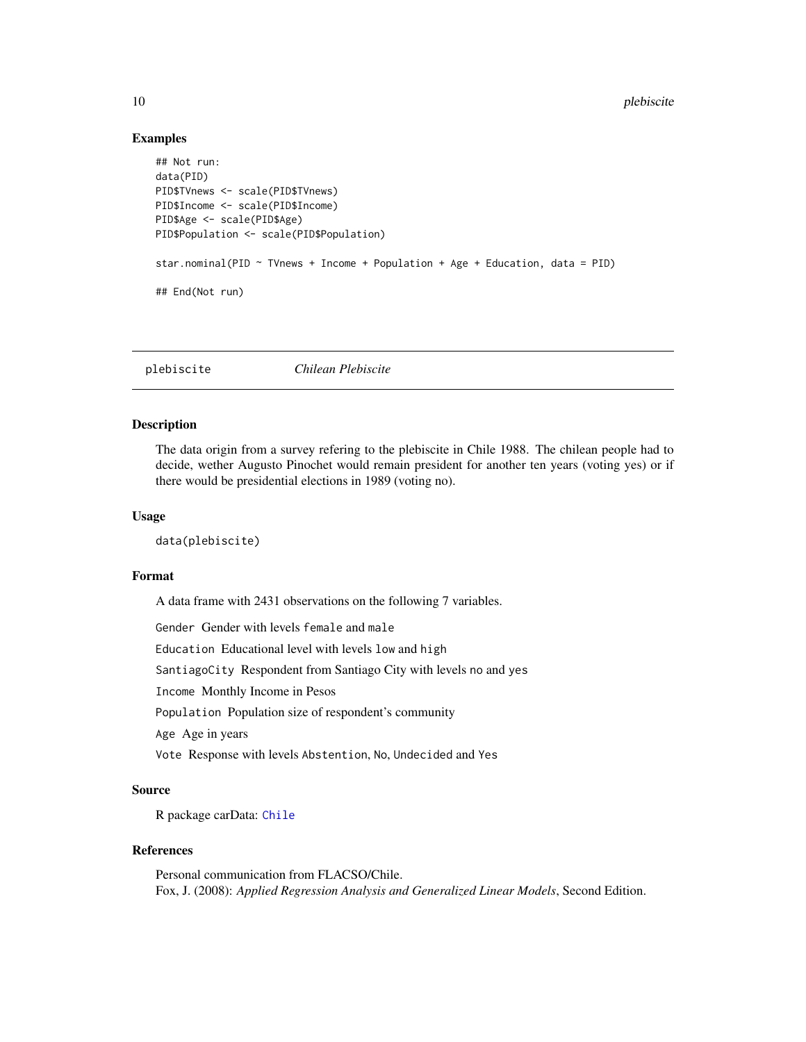### Examples

```
## Not run:
data(PID)
PID$TVnews <- scale(PID$TVnews)
PID$Income <- scale(PID$Income)
PID$Age <- scale(PID$Age)
PID$Population <- scale(PID$Population)

star.nominal(PID ~ TVnews + Income + Population + Age + Education, data = PID)

## End(Not run)
```

---

## plebiscite *Chilean Plebiscite*

---

### Description

The data origin from a survey refering to the plebiscite in Chile 1988. The chilean people had to decide, wether Augusto Pinochet would remain president for another ten years (voting yes) or if there would be presidential elections in 1989 (voting no).

### Usage

```
data(plebiscite)
```

### Format

A data frame with 2431 observations on the following 7 variables.

`Gender` Gender with levels `female` and `male`

`Education` Educational level with levels `low` and `high`

`SantiagoCity` Respondent from Santiago City with levels `no` and `yes`

`Income` Monthly Income in Pesos

`Population` Population size of respondent's community

`Age` Age in years

`Vote` Response with levels `Abstention`, `No`, `Undecided` and `Yes`

### Source

R package carData: `Chile`

### References

Personal communication from FLACSO/Chile.
Fox, J. (2008): *Applied Regression Analysis and Generalized Linear Models*, Second Edition.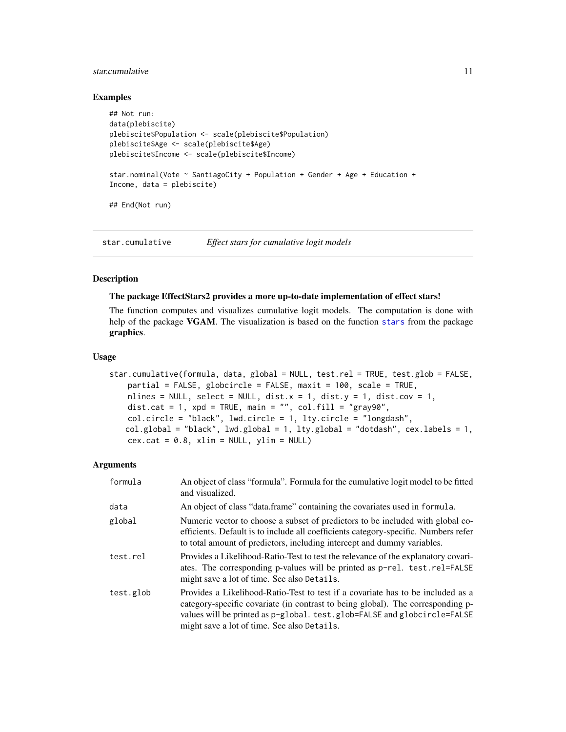### Examples

```
## Not run:
data(plebiscite)
plebiscite$Population <- scale(plebiscite$Population)
plebiscite$Age <- scale(plebiscite$Age)
plebiscite$Income <- scale(plebiscite$Income)

star.nominal(Vote ~ SantiagoCity + Population + Gender + Age + Education +
Income, data = plebiscite)

## End(Not run)
```

---

## star.cumulative *Effect stars for cumulative logit models*

---

### Description

**The package EffectStars2 provides a more up-to-date implementation of effect stars!**

The function computes and visualizes cumulative logit models. The computation is done with help of the package **VGAM**. The visualization is based on the function `stars` from the package **graphics**.

### Usage

```
star.cumulative(formula, data, global = NULL, test.rel = TRUE, test.glob = FALSE,
    partial = FALSE, globcircle = FALSE, maxit = 100, scale = TRUE,
    nlines = NULL, select = NULL, dist.x = 1, dist.y = 1, dist.cov = 1,
    dist.cat = 1, xpd = TRUE, main = "", col.fill = "gray90",
    col.circle = "black", lwd.circle = 1, lty.circle = "longdash",
   col.global = "black", lwd.global = 1, lty.global = "dotdash", cex.labels = 1,
    cex.cat = 0.8, xlim = NULL, ylim = NULL)
```

### Arguments

| | |
|---|---|
| `formula` | An object of class "formula". Formula for the cumulative logit model to be fitted and visualized. |
| `data` | An object of class "data.frame" containing the covariates used in `formula`. |
| `global` | Numeric vector to choose a subset of predictors to be included with global coefficients. Default is to include all coefficients category-specific. Numbers refer to total amount of predictors, including intercept and dummy variables. |
| `test.rel` | Provides a Likelihood-Ratio-Test to test the relevance of the explanatory covariates. The corresponding p-values will be printed as `p-rel`. `test.rel=FALSE` might save a lot of time. See also `Details`. |
| `test.glob` | Provides a Likelihood-Ratio-Test to test if a covariate has to be included as a category-specific covariate (in contrast to being global). The corresponding p-values will be printed as `p-global`. `test.glob=FALSE` and `globcircle=FALSE` might save a lot of time. See also `Details`. |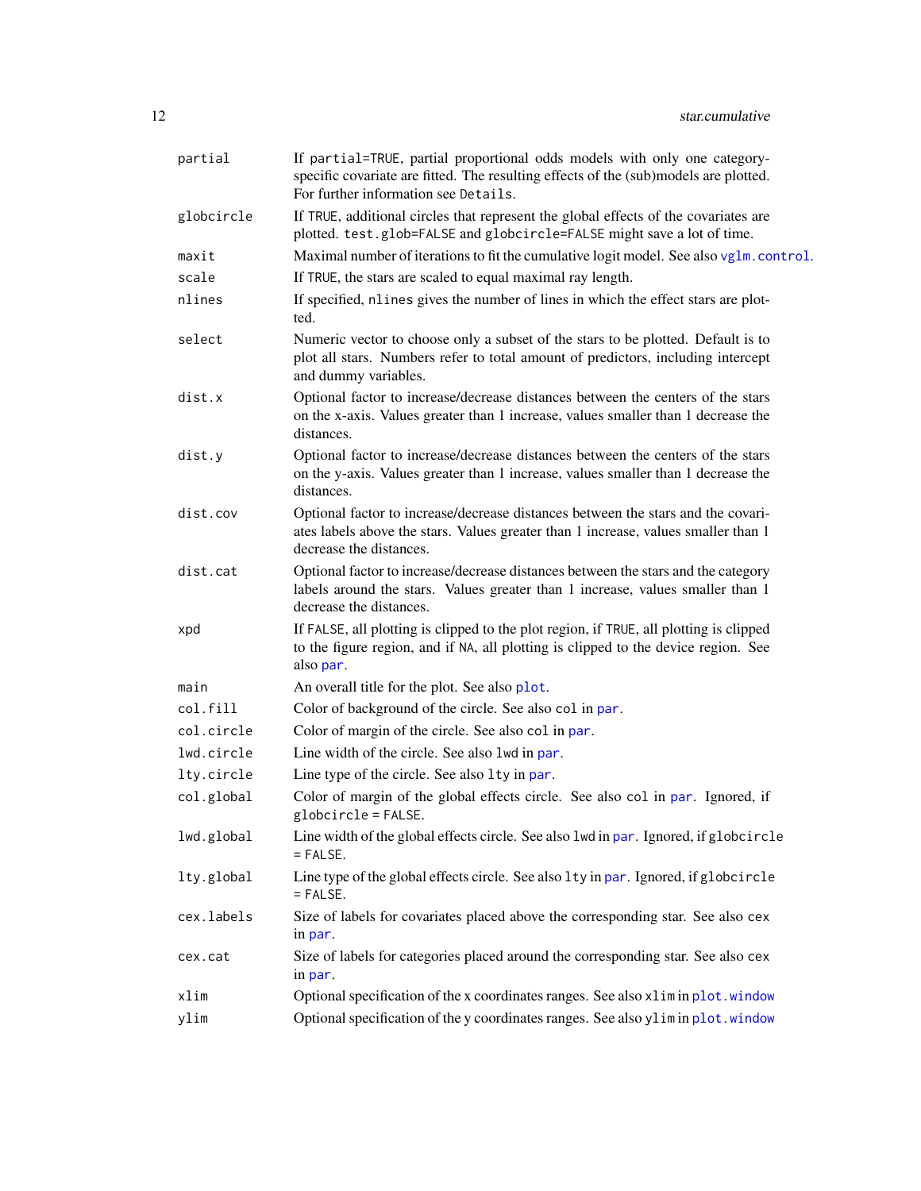| | |
|---|---|
| `partial` | If `partial=TRUE`, partial proportional odds models with only one category-specific covariate are fitted. The resulting effects of the (sub)models are plotted. For further information see `Details`. |
| `globcircle` | If `TRUE`, additional circles that represent the global effects of the covariates are plotted. `test.glob=FALSE` and `globcircle=FALSE` might save a lot of time. |
| `maxit` | Maximal number of iterations to fit the cumulative logit model. See also `vglm.control`. |
| `scale` | If `TRUE`, the stars are scaled to equal maximal ray length. |
| `nlines` | If specified, `nlines` gives the number of lines in which the effect stars are plotted. |
| `select` | Numeric vector to choose only a subset of the stars to be plotted. Default is to plot all stars. Numbers refer to total amount of predictors, including intercept and dummy variables. |
| `dist.x` | Optional factor to increase/decrease distances between the centers of the stars on the x-axis. Values greater than 1 increase, values smaller than 1 decrease the distances. |
| `dist.y` | Optional factor to increase/decrease distances between the centers of the stars on the y-axis. Values greater than 1 increase, values smaller than 1 decrease the distances. |
| `dist.cov` | Optional factor to increase/decrease distances between the stars and the covariates labels above the stars. Values greater than 1 increase, values smaller than 1 decrease the distances. |
| `dist.cat` | Optional factor to increase/decrease distances between the stars and the category labels around the stars. Values greater than 1 increase, values smaller than 1 decrease the distances. |
| `xpd` | If `FALSE`, all plotting is clipped to the plot region, if `TRUE`, all plotting is clipped to the figure region, and if `NA`, all plotting is clipped to the device region. See also `par`. |
| `main` | An overall title for the plot. See also `plot`. |
| `col.fill` | Color of background of the circle. See also `col` in `par`. |
| `col.circle` | Color of margin of the circle. See also `col` in `par`. |
| `lwd.circle` | Line width of the circle. See also `lwd` in `par`. |
| `lty.circle` | Line type of the circle. See also `lty` in `par`. |
| `col.global` | Color of margin of the global effects circle. See also `col` in `par`. Ignored, if `globcircle = FALSE`. |
| `lwd.global` | Line width of the global effects circle. See also `lwd` in `par`. Ignored, if `globcircle = FALSE`. |
| `lty.global` | Line type of the global effects circle. See also `lty` in `par`. Ignored, if `globcircle = FALSE`. |
| `cex.labels` | Size of labels for covariates placed above the corresponding star. See also `cex` in `par`. |
| `cex.cat` | Size of labels for categories placed around the corresponding star. See also `cex` in `par`. |
| `xlim` | Optional specification of the x coordinates ranges. See also `xlim` in `plot.window` |
| `ylim` | Optional specification of the y coordinates ranges. See also `ylim` in `plot.window` |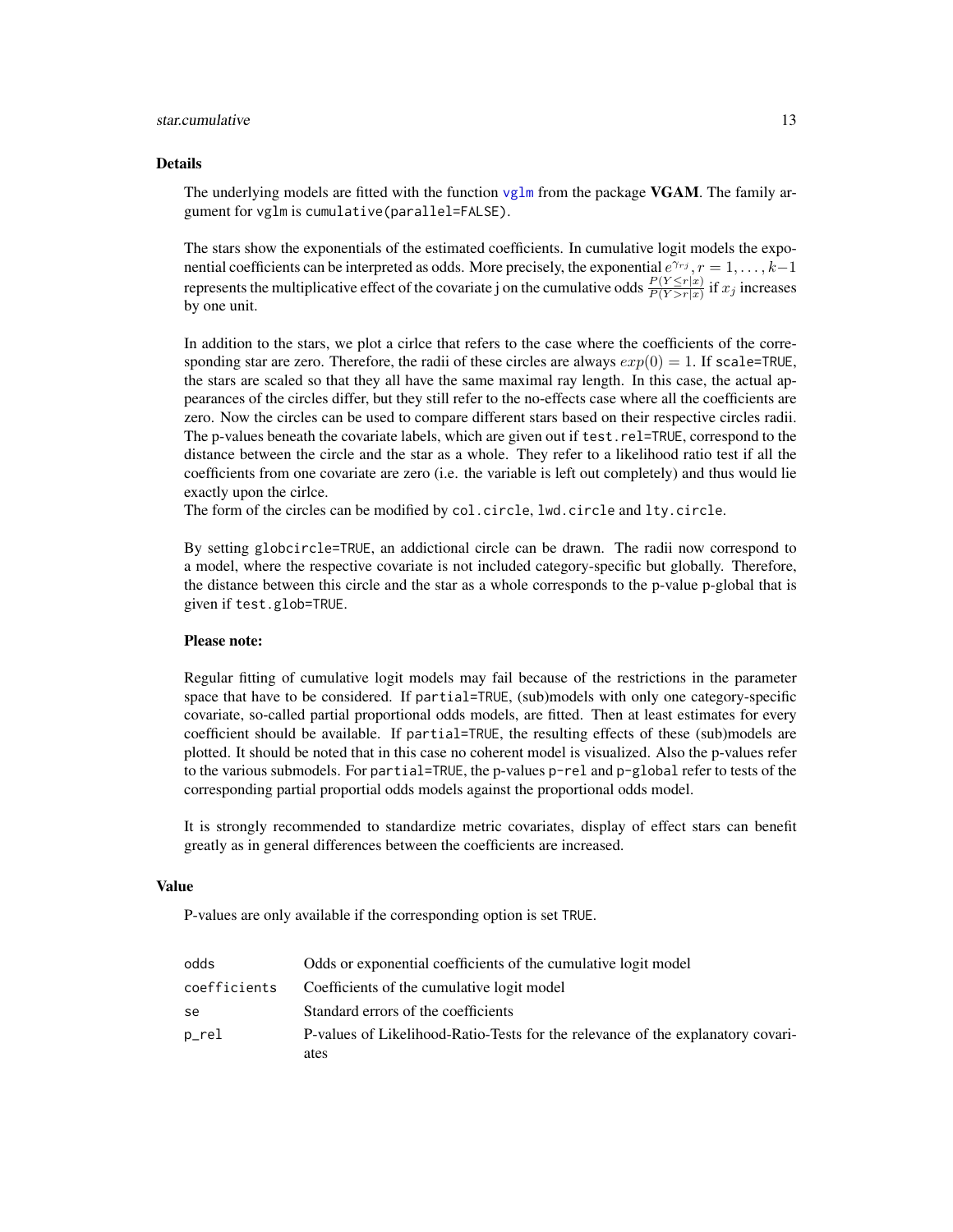### Details

The underlying models are fitted with the function vglm from the package **VGAM**. The family argument for vglm is cumulative(parallel=FALSE).

The stars show the exponentials of the estimated coefficients. In cumulative logit models the exponential coefficients can be interpreted as odds. More precisely, the exponential $e^{\gamma_{rj}}, r = 1, \ldots, k-1$ represents the multiplicative effect of the covariate j on the cumulative odds $\frac{P(Y \leq r|x)}{P(Y > r|x)}$ if $x_j$ increases by one unit.

In addition to the stars, we plot a cirlce that refers to the case where the coefficients of the corresponding star are zero. Therefore, the radii of these circles are always $exp(0) = 1$. If scale=TRUE, the stars are scaled so that they all have the same maximal ray length. In this case, the actual appearances of the circles differ, but they still refer to the no-effects case where all the coefficients are zero. Now the circles can be used to compare different stars based on their respective circles radii. The p-values beneath the covariate labels, which are given out if test.rel=TRUE, correspond to the distance between the circle and the star as a whole. They refer to a likelihood ratio test if all the coefficients from one covariate are zero (i.e. the variable is left out completely) and thus would lie exactly upon the cirlce.
The form of the circles can be modified by col.circle, lwd.circle and lty.circle.

By setting globcircle=TRUE, an addictional circle can be drawn. The radii now correspond to a model, where the respective covariate is not included category-specific but globally. Therefore, the distance between this circle and the star as a whole corresponds to the p-value p-global that is given if test.glob=TRUE.

**Please note:**

Regular fitting of cumulative logit models may fail because of the restrictions in the parameter space that have to be considered. If partial=TRUE, (sub)models with only one category-specific covariate, so-called partial proportional odds models, are fitted. Then at least estimates for every coefficient should be available. If partial=TRUE, the resulting effects of these (sub)models are plotted. It should be noted that in this case no coherent model is visualized. Also the p-values refer to the various submodels. For partial=TRUE, the p-values p-rel and p-global refer to tests of the corresponding partial proportial odds models against the proportional odds model.

It is strongly recommended to standardize metric covariates, display of effect stars can benefit greatly as in general differences between the coefficients are increased.

### Value

P-values are only available if the corresponding option is set TRUE.

| | |
|---|---|
| odds | Odds or exponential coefficients of the cumulative logit model |
| coefficients | Coefficients of the cumulative logit model |
| se | Standard errors of the coefficients |
| p_rel | P-values of Likelihood-Ratio-Tests for the relevance of the explanatory covariates |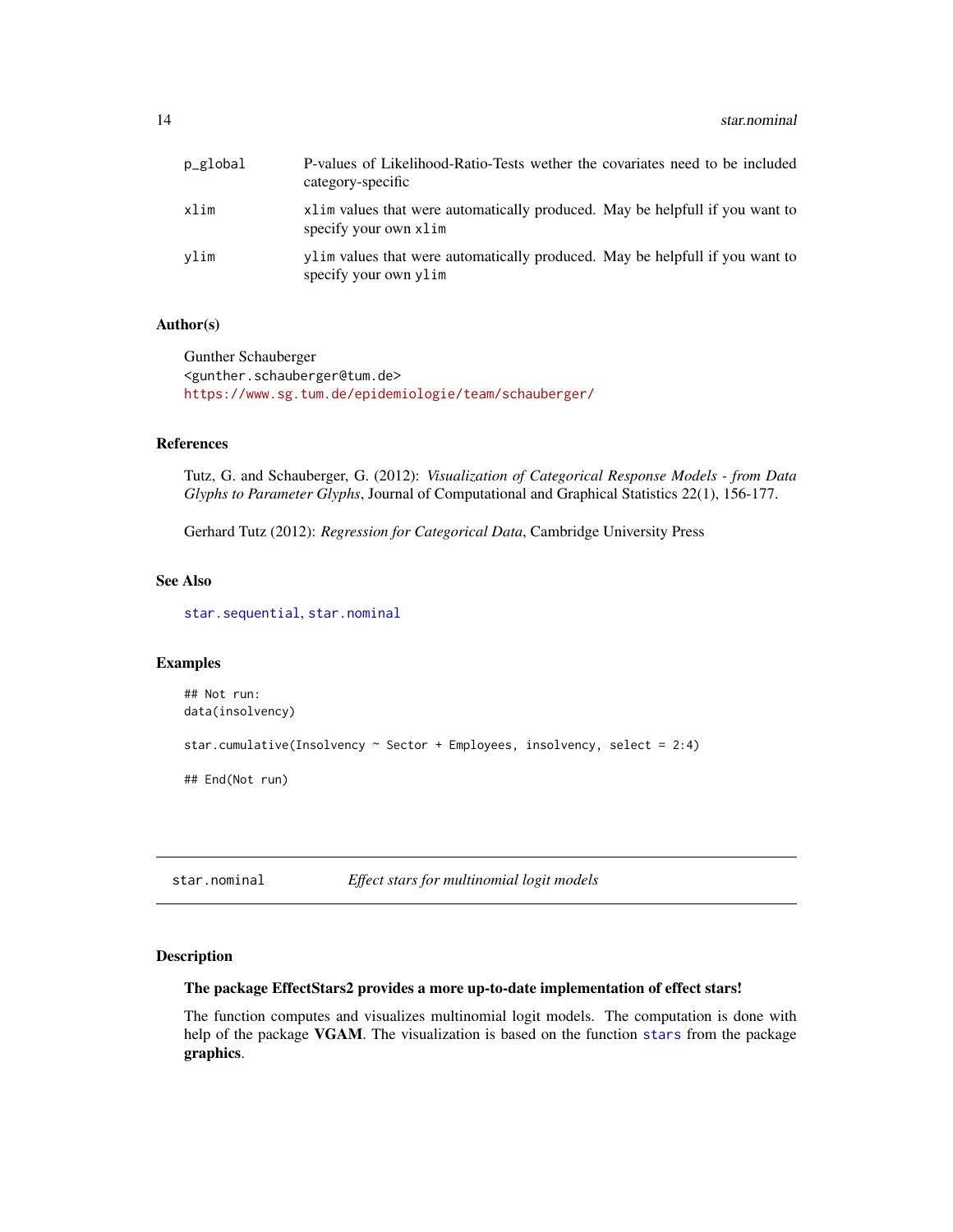| | |
|---|---|
| p_global | P-values of Likelihood-Ratio-Tests wether the covariates need to be included category-specific |
| xlim | xlim values that were automatically produced. May be helpfull if you want to specify your own xlim |
| ylim | ylim values that were automatically produced. May be helpfull if you want to specify your own ylim |

### Author(s)

Gunther Schauberger
<gunther.schauberger@tum.de>
https://www.sg.tum.de/epidemiologie/team/schauberger/

### References

Tutz, G. and Schauberger, G. (2012): *Visualization of Categorical Response Models - from Data Glyphs to Parameter Glyphs*, Journal of Computational and Graphical Statistics 22(1), 156-177.

Gerhard Tutz (2012): *Regression for Categorical Data*, Cambridge University Press

### See Also

star.sequential, star.nominal

### Examples

```
## Not run:
data(insolvency)

star.cumulative(Insolvency ~ Sector + Employees, insolvency, select = 2:4)

## End(Not run)
```

---

## star.nominal *Effect stars for multinomial logit models*

### Description

**The package EffectStars2 provides a more up-to-date implementation of effect stars!**

The function computes and visualizes multinomial logit models. The computation is done with help of the package **VGAM**. The visualization is based on the function stars from the package **graphics**.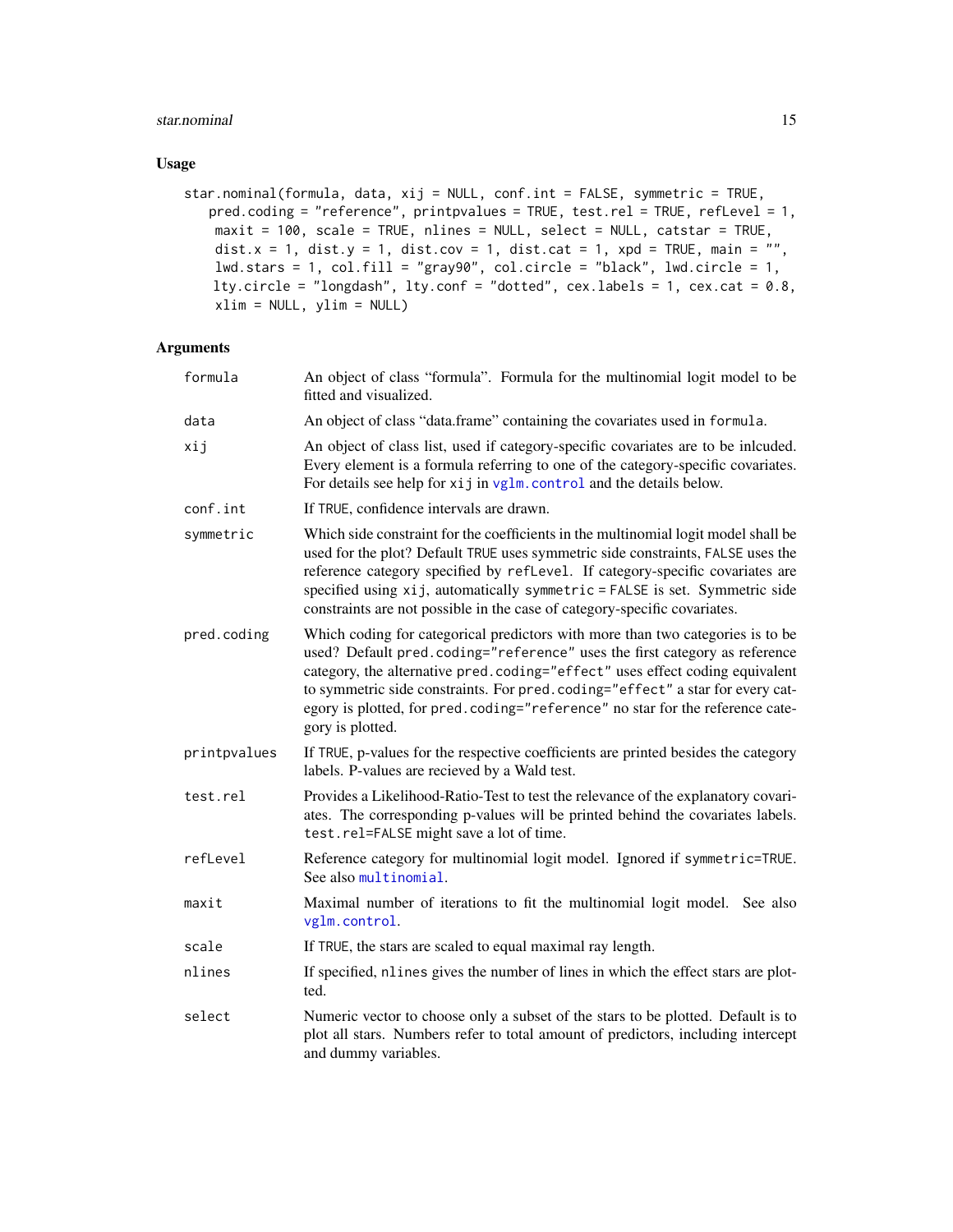## Usage

```
star.nominal(formula, data, xij = NULL, conf.int = FALSE, symmetric = TRUE,
   pred.coding = "reference", printpvalues = TRUE, test.rel = TRUE, refLevel = 1,
    maxit = 100, scale = TRUE, nlines = NULL, select = NULL, catstar = TRUE,
    dist.x = 1, dist.y = 1, dist.cov = 1, dist.cat = 1, xpd = TRUE, main = "",
    lwd.stars = 1, col.fill = "gray90", col.circle = "black", lwd.circle = 1,
    lty.circle = "longdash", lty.conf = "dotted", cex.labels = 1, cex.cat = 0.8,
    xlim = NULL, ylim = NULL)
```

## Arguments

| Argument | Description |
|---|---|
| `formula` | An object of class "formula". Formula for the multinomial logit model to be fitted and visualized. |
| `data` | An object of class "data.frame" containing the covariates used in `formula`. |
| `xij` | An object of class list, used if category-specific covariates are to be inlcuded. Every element is a formula referring to one of the category-specific covariates. For details see help for `xij` in `vglm.control` and the details below. |
| `conf.int` | If `TRUE`, confidence intervals are drawn. |
| `symmetric` | Which side constraint for the coefficients in the multinomial logit model shall be used for the plot? Default `TRUE` uses symmetric side constraints, `FALSE` uses the reference category specified by `refLevel`. If category-specific covariates are specified using `xij`, automatically `symmetric = FALSE` is set. Symmetric side constraints are not possible in the case of category-specific covariates. |
| `pred.coding` | Which coding for categorical predictors with more than two categories is to be used? Default `pred.coding="reference"` uses the first category as reference category, the alternative `pred.coding="effect"` uses effect coding equivalent to symmetric side constraints. For `pred.coding="effect"` a star for every category is plotted, for `pred.coding="reference"` no star for the reference category is plotted. |
| `printpvalues` | If `TRUE`, p-values for the respective coefficients are printed besides the category labels. P-values are recieved by a Wald test. |
| `test.rel` | Provides a Likelihood-Ratio-Test to test the relevance of the explanatory covariates. The corresponding p-values will be printed behind the covariates labels. `test.rel=FALSE` might save a lot of time. |
| `refLevel` | Reference category for multinomial logit model. Ignored if `symmetric=TRUE`. See also `multinomial`. |
| `maxit` | Maximal number of iterations to fit the multinomial logit model. See also `vglm.control`. |
| `scale` | If `TRUE`, the stars are scaled to equal maximal ray length. |
| `nlines` | If specified, `nlines` gives the number of lines in which the effect stars are plotted. |
| `select` | Numeric vector to choose only a subset of the stars to be plotted. Default is to plot all stars. Numbers refer to total amount of predictors, including intercept and dummy variables. |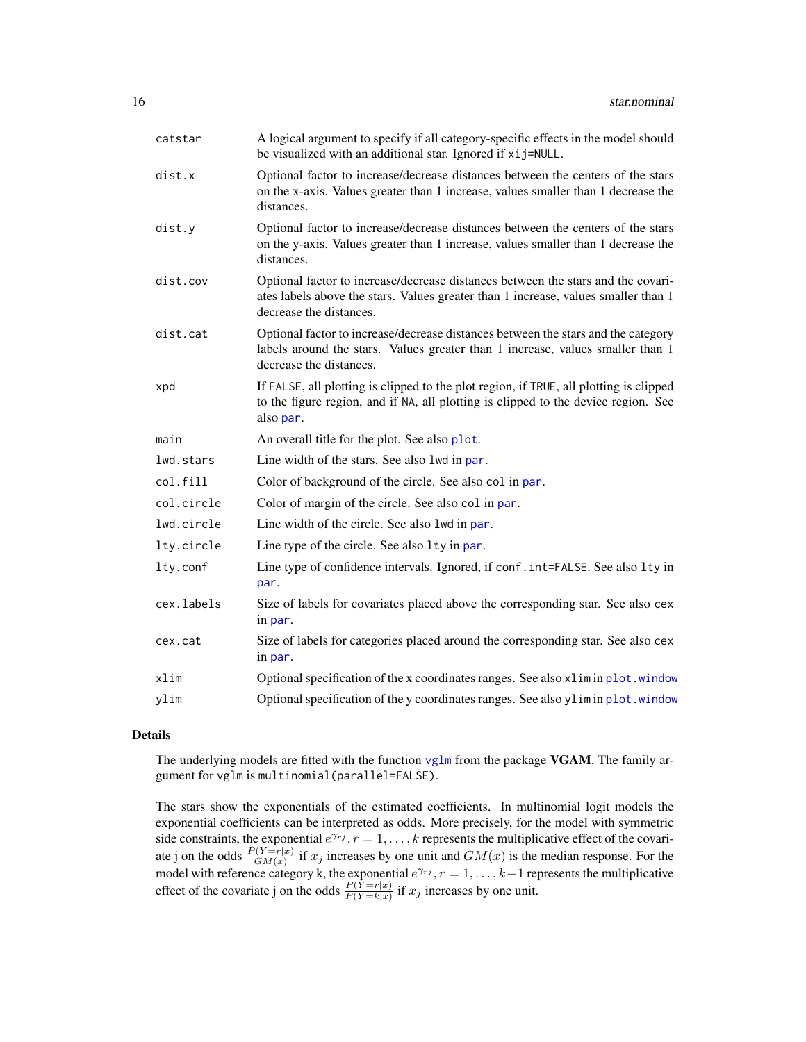| | |
|---|---|
| `catstar` | A logical argument to specify if all category-specific effects in the model should be visualized with an additional star. Ignored if `xij=NULL`. |
| `dist.x` | Optional factor to increase/decrease distances between the centers of the stars on the x-axis. Values greater than 1 increase, values smaller than 1 decrease the distances. |
| `dist.y` | Optional factor to increase/decrease distances between the centers of the stars on the y-axis. Values greater than 1 increase, values smaller than 1 decrease the distances. |
| `dist.cov` | Optional factor to increase/decrease distances between the stars and the covariates labels above the stars. Values greater than 1 increase, values smaller than 1 decrease the distances. |
| `dist.cat` | Optional factor to increase/decrease distances between the stars and the category labels around the stars. Values greater than 1 increase, values smaller than 1 decrease the distances. |
| `xpd` | If `FALSE`, all plotting is clipped to the plot region, if `TRUE`, all plotting is clipped to the figure region, and if `NA`, all plotting is clipped to the device region. See also `par`. |
| `main` | An overall title for the plot. See also `plot`. |
| `lwd.stars` | Line width of the stars. See also `lwd` in `par`. |
| `col.fill` | Color of background of the circle. See also `col` in `par`. |
| `col.circle` | Color of margin of the circle. See also `col` in `par`. |
| `lwd.circle` | Line width of the circle. See also `lwd` in `par`. |
| `lty.circle` | Line type of the circle. See also `lty` in `par`. |
| `lty.conf` | Line type of confidence intervals. Ignored, if `conf.int=FALSE`. See also `lty` in `par`. |
| `cex.labels` | Size of labels for covariates placed above the corresponding star. See also `cex` in `par`. |
| `cex.cat` | Size of labels for categories placed around the corresponding star. See also `cex` in `par`. |
| `xlim` | Optional specification of the x coordinates ranges. See also `xlim` in `plot.window` |
| `ylim` | Optional specification of the y coordinates ranges. See also `ylim` in `plot.window` |

## Details

The underlying models are fitted with the function `vglm` from the package **VGAM**. The family argument for `vglm` is `multinomial(parallel=FALSE)`.

The stars show the exponentials of the estimated coefficients. In multinomial logit models the exponential coefficients can be interpreted as odds. More precisely, for the model with symmetric side constraints, the exponential $e^{\gamma_{rj}}, r = 1, \ldots, k$ represents the multiplicative effect of the covariate j on the odds $\frac{P(Y=r|x)}{GM(x)}$ if $x_j$ increases by one unit and $GM(x)$ is the median response. For the model with reference category k, the exponential $e^{\gamma_{rj}}, r = 1, \ldots, k-1$ represents the multiplicative effect of the covariate j on the odds $\frac{P(Y=r|x)}{P(Y=k|x)}$ if $x_j$ increases by one unit.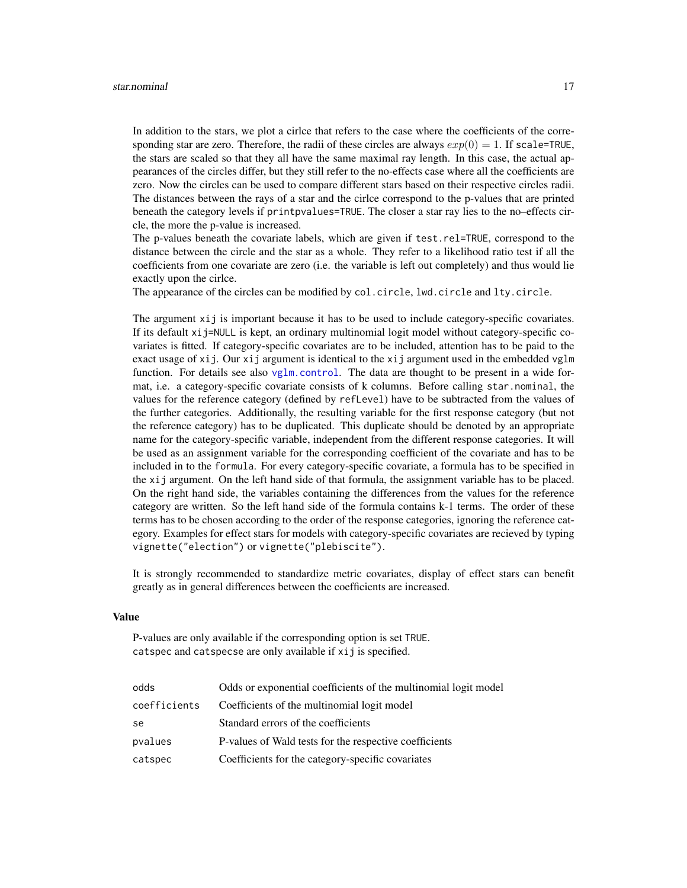In addition to the stars, we plot a cirlce that refers to the case where the coefficients of the corresponding star are zero. Therefore, the radii of these circles are always $exp(0) = 1$. If `scale=TRUE`, the stars are scaled so that they all have the same maximal ray length. In this case, the actual appearances of the circles differ, but they still refer to the no-effects case where all the coefficients are zero. Now the circles can be used to compare different stars based on their respective circles radii. The distances between the rays of a star and the cirlce correspond to the p-values that are printed beneath the category levels if `printpvalues=TRUE`. The closer a star ray lies to the no–effects circle, the more the p-value is increased.
The p-values beneath the covariate labels, which are given if `test.rel=TRUE`, correspond to the distance between the circle and the star as a whole. They refer to a likelihood ratio test if all the coefficients from one covariate are zero (i.e. the variable is left out completely) and thus would lie exactly upon the cirlce.
The appearance of the circles can be modified by `col.circle`, `lwd.circle` and `lty.circle`.

The argument `xij` is important because it has to be used to include category-specific covariates. If its default `xij=NULL` is kept, an ordinary multinomial logit model without category-specific covariates is fitted. If category-specific covariates are to be included, attention has to be paid to the exact usage of `xij`. Our `xij` argument is identical to the `xij` argument used in the embedded `vglm` function. For details see also `vglm.control`. The data are thought to be present in a wide format, i.e. a category-specific covariate consists of k columns. Before calling `star.nominal`, the values for the reference category (defined by `refLevel`) have to be subtracted from the values of the further categories. Additionally, the resulting variable for the first response category (but not the reference category) has to be duplicated. This duplicate should be denoted by an appropriate name for the category-specific variable, independent from the different response categories. It will be used as an assignment variable for the corresponding coefficient of the covariate and has to be included in to the `formula`. For every category-specific covariate, a formula has to be specified in the `xij` argument. On the left hand side of that formula, the assignment variable has to be placed. On the right hand side, the variables containing the differences from the values for the reference category are written. So the left hand side of the formula contains k-1 terms. The order of these terms has to be chosen according to the order of the response categories, ignoring the reference category. Examples for effect stars for models with category-specific covariates are recieved by typing `vignette("election")` or `vignette("plebiscite")`.

It is strongly recommended to standardize metric covariates, display of effect stars can benefit greatly as in general differences between the coefficients are increased.

## Value

P-values are only available if the corresponding option is set `TRUE`.
`catspec` and `catspecse` are only available if `xij` is specified.

| | |
|---|---|
| `odds` | Odds or exponential coefficients of the multinomial logit model |
| `coefficients` | Coefficients of the multinomial logit model |
| `se` | Standard errors of the coefficients |
| `pvalues` | P-values of Wald tests for the respective coefficients |
| `catspec` | Coefficients for the category-specific covariates |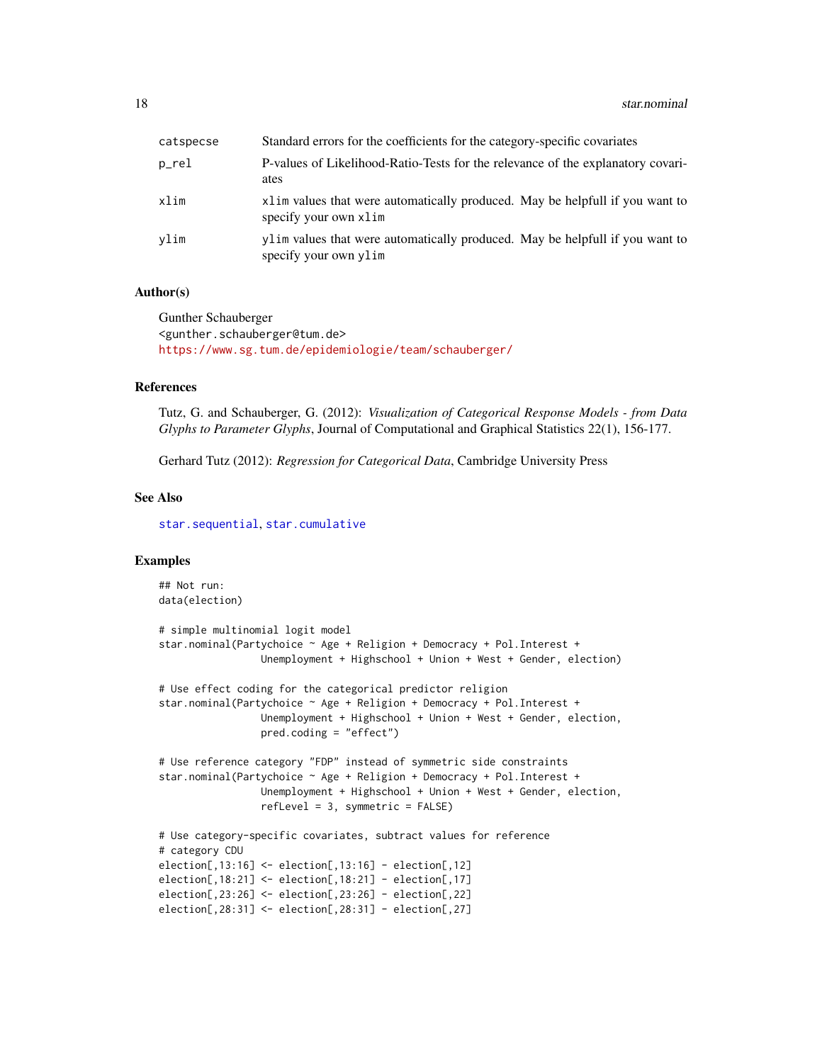| | |
|---|---|
| catspecse | Standard errors for the coefficients for the category-specific covariates |
| p_rel | P-values of Likelihood-Ratio-Tests for the relevance of the explanatory covariates |
| xlim | xlim values that were automatically produced. May be helpfull if you want to specify your own xlim |
| ylim | ylim values that were automatically produced. May be helpfull if you want to specify your own ylim |

### Author(s)

Gunther Schauberger
<gunther.schauberger@tum.de>
https://www.sg.tum.de/epidemiologie/team/schauberger/

### References

Tutz, G. and Schauberger, G. (2012): *Visualization of Categorical Response Models - from Data Glyphs to Parameter Glyphs*, Journal of Computational and Graphical Statistics 22(1), 156-177.

Gerhard Tutz (2012): *Regression for Categorical Data*, Cambridge University Press

### See Also

star.sequential, star.cumulative

### Examples

```
## Not run:
data(election)

# simple multinomial logit model
star.nominal(Partychoice ~ Age + Religion + Democracy + Pol.Interest +
                Unemployment + Highschool + Union + West + Gender, election)

# Use effect coding for the categorical predictor religion
star.nominal(Partychoice ~ Age + Religion + Democracy + Pol.Interest +
                Unemployment + Highschool + Union + West + Gender, election,
                pred.coding = "effect")

# Use reference category "FDP" instead of symmetric side constraints
star.nominal(Partychoice ~ Age + Religion + Democracy + Pol.Interest +
                Unemployment + Highschool + Union + West + Gender, election,
                refLevel = 3, symmetric = FALSE)

# Use category-specific covariates, subtract values for reference
# category CDU
election[,13:16] <- election[,13:16] - election[,12]
election[,18:21] <- election[,18:21] - election[,17]
election[,23:26] <- election[,23:26] - election[,22]
election[,28:31] <- election[,28:31] - election[,27]
```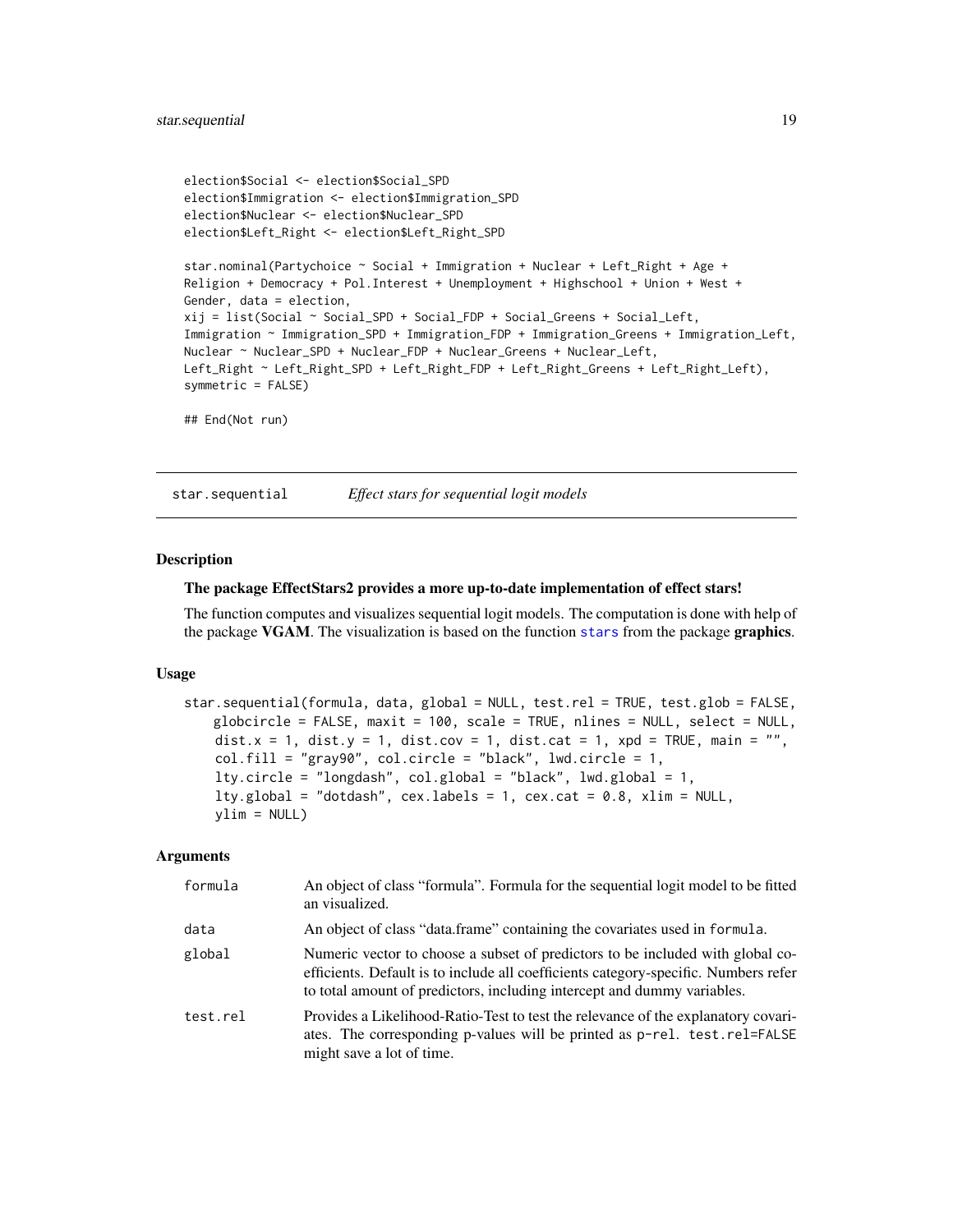```
election$Social <- election$Social_SPD
election$Immigration <- election$Immigration_SPD
election$Nuclear <- election$Nuclear_SPD
election$Left_Right <- election$Left_Right_SPD

star.nominal(Partychoice ~ Social + Immigration + Nuclear + Left_Right + Age +
Religion + Democracy + Pol.Interest + Unemployment + Highschool + Union + West +
Gender, data = election,
xij = list(Social ~ Social_SPD + Social_FDP + Social_Greens + Social_Left,
Immigration ~ Immigration_SPD + Immigration_FDP + Immigration_Greens + Immigration_Left,
Nuclear ~ Nuclear_SPD + Nuclear_FDP + Nuclear_Greens + Nuclear_Left,
Left_Right ~ Left_Right_SPD + Left_Right_FDP + Left_Right_Greens + Left_Right_Left),
symmetric = FALSE)

## End(Not run)
```

## star.sequential — *Effect stars for sequential logit models*

### Description

**The package EffectStars2 provides a more up-to-date implementation of effect stars!**

The function computes and visualizes sequential logit models. The computation is done with help of the package **VGAM**. The visualization is based on the function `stars` from the package **graphics**.

### Usage

```
star.sequential(formula, data, global = NULL, test.rel = TRUE, test.glob = FALSE,
    globcircle = FALSE, maxit = 100, scale = TRUE, nlines = NULL, select = NULL,
    dist.x = 1, dist.y = 1, dist.cov = 1, dist.cat = 1, xpd = TRUE, main = "",
    col.fill = "gray90", col.circle = "black", lwd.circle = 1,
    lty.circle = "longdash", col.global = "black", lwd.global = 1,
    lty.global = "dotdash", cex.labels = 1, cex.cat = 0.8, xlim = NULL,
    ylim = NULL)
```

### Arguments

| | |
|---|---|
| `formula` | An object of class "formula". Formula for the sequential logit model to be fitted an visualized. |
| `data` | An object of class "data.frame" containing the covariates used in `formula`. |
| `global` | Numeric vector to choose a subset of predictors to be included with global coefficients. Default is to include all coefficients category-specific. Numbers refer to total amount of predictors, including intercept and dummy variables. |
| `test.rel` | Provides a Likelihood-Ratio-Test to test the relevance of the explanatory covariates. The corresponding p-values will be printed as `p-rel`. `test.rel=FALSE` might save a lot of time. |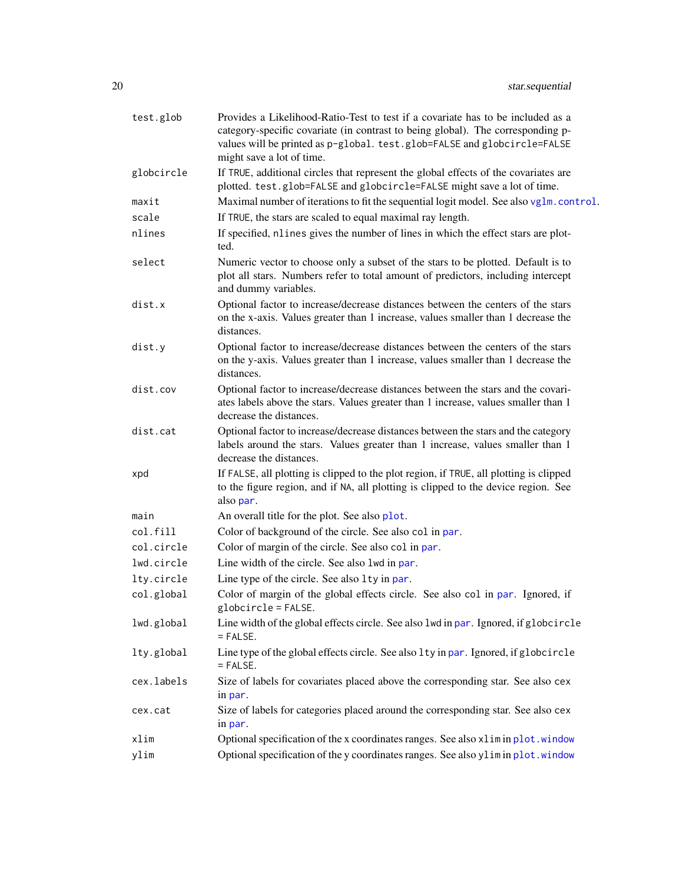| | |
|---|---|
| `test.glob` | Provides a Likelihood-Ratio-Test to test if a covariate has to be included as a category-specific covariate (in contrast to being global). The corresponding p-values will be printed as `p-global`. `test.glob=FALSE` and `globcircle=FALSE` might save a lot of time. |
| `globcircle` | If `TRUE`, additional circles that represent the global effects of the covariates are plotted. `test.glob=FALSE` and `globcircle=FALSE` might save a lot of time. |
| `maxit` | Maximal number of iterations to fit the sequential logit model. See also `vglm.control`. |
| `scale` | If `TRUE`, the stars are scaled to equal maximal ray length. |
| `nlines` | If specified, `nlines` gives the number of lines in which the effect stars are plotted. |
| `select` | Numeric vector to choose only a subset of the stars to be plotted. Default is to plot all stars. Numbers refer to total amount of predictors, including intercept and dummy variables. |
| `dist.x` | Optional factor to increase/decrease distances between the centers of the stars on the x-axis. Values greater than 1 increase, values smaller than 1 decrease the distances. |
| `dist.y` | Optional factor to increase/decrease distances between the centers of the stars on the y-axis. Values greater than 1 increase, values smaller than 1 decrease the distances. |
| `dist.cov` | Optional factor to increase/decrease distances between the stars and the covariates labels above the stars. Values greater than 1 increase, values smaller than 1 decrease the distances. |
| `dist.cat` | Optional factor to increase/decrease distances between the stars and the category labels around the stars. Values greater than 1 increase, values smaller than 1 decrease the distances. |
| `xpd` | If `FALSE`, all plotting is clipped to the plot region, if `TRUE`, all plotting is clipped to the figure region, and if `NA`, all plotting is clipped to the device region. See also `par`. |
| `main` | An overall title for the plot. See also `plot`. |
| `col.fill` | Color of background of the circle. See also `col` in `par`. |
| `col.circle` | Color of margin of the circle. See also `col` in `par`. |
| `lwd.circle` | Line width of the circle. See also `lwd` in `par`. |
| `lty.circle` | Line type of the circle. See also `lty` in `par`. |
| `col.global` | Color of margin of the global effects circle. See also `col` in `par`. Ignored, if `globcircle = FALSE`. |
| `lwd.global` | Line width of the global effects circle. See also `lwd` in `par`. Ignored, if `globcircle = FALSE`. |
| `lty.global` | Line type of the global effects circle. See also `lty` in `par`. Ignored, if `globcircle = FALSE`. |
| `cex.labels` | Size of labels for covariates placed above the corresponding star. See also `cex` in `par`. |
| `cex.cat` | Size of labels for categories placed around the corresponding star. See also `cex` in `par`. |
| `xlim` | Optional specification of the x coordinates ranges. See also `xlim` in `plot.window` |
| `ylim` | Optional specification of the y coordinates ranges. See also `ylim` in `plot.window` |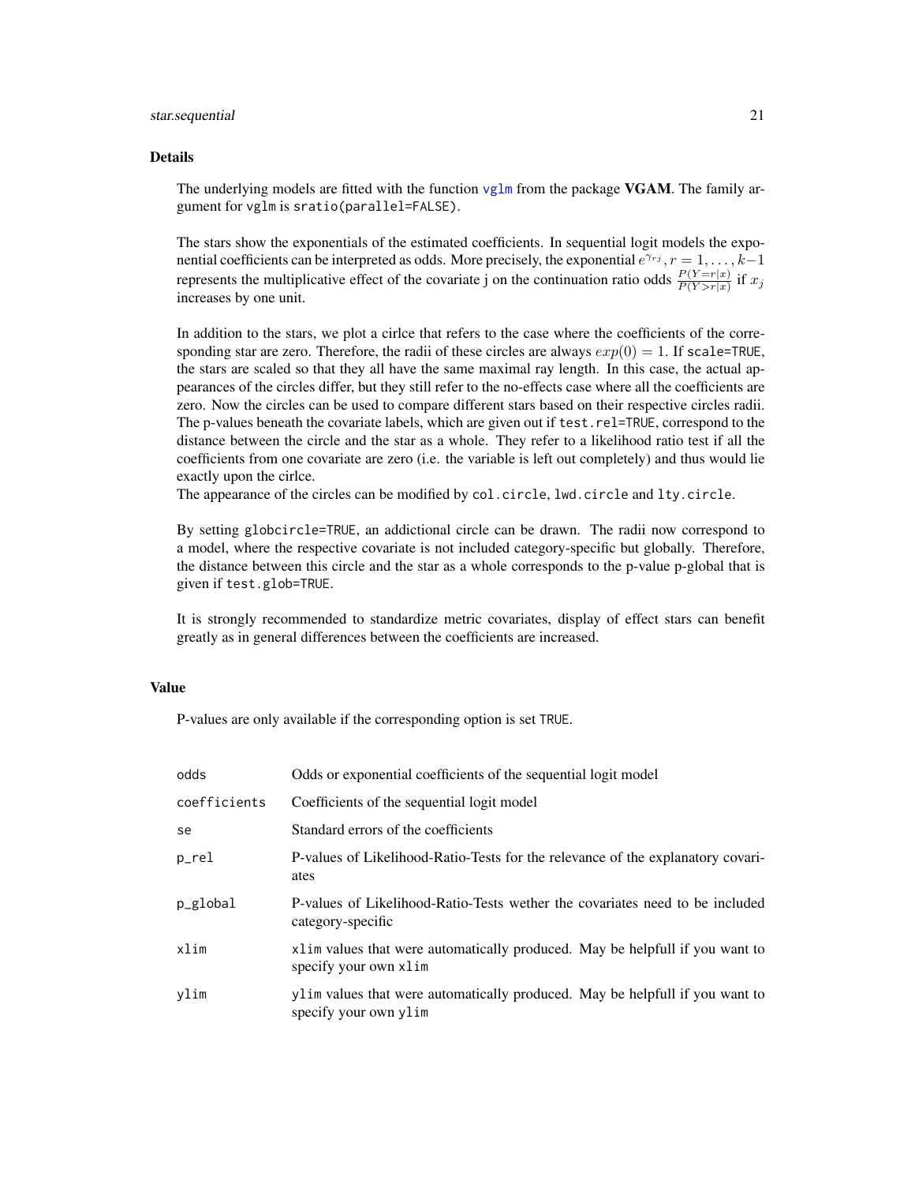## Details

The underlying models are fitted with the function `vglm` from the package **VGAM**. The family argument for vglm is `sratio(parallel=FALSE)`.

The stars show the exponentials of the estimated coefficients. In sequential logit models the exponential coefficients can be interpreted as odds. More precisely, the exponential $e^{\gamma_{rj}}, r = 1, \ldots, k-1$ represents the multiplicative effect of the covariate j on the continuation ratio odds $\frac{P(Y=r|x)}{P(Y>r|x)}$ if $x_j$ increases by one unit.

In addition to the stars, we plot a cirlce that refers to the case where the coefficients of the corresponding star are zero. Therefore, the radii of these circles are always $exp(0) = 1$. If `scale=TRUE`, the stars are scaled so that they all have the same maximal ray length. In this case, the actual appearances of the circles differ, but they still refer to the no-effects case where all the coefficients are zero. Now the circles can be used to compare different stars based on their respective circles radii. The p-values beneath the covariate labels, which are given out if `test.rel=TRUE`, correspond to the distance between the circle and the star as a whole. They refer to a likelihood ratio test if all the coefficients from one covariate are zero (i.e. the variable is left out completely) and thus would lie exactly upon the cirlce.
The appearance of the circles can be modified by `col.circle`, `lwd.circle` and `lty.circle`.

By setting `globcircle=TRUE`, an addictional circle can be drawn. The radii now correspond to a model, where the respective covariate is not included category-specific but globally. Therefore, the distance between this circle and the star as a whole corresponds to the p-value p-global that is given if `test.glob=TRUE`.

It is strongly recommended to standardize metric covariates, display of effect stars can benefit greatly as in general differences between the coefficients are increased.

## Value

P-values are only available if the corresponding option is set `TRUE`.

| | |
|---|---|
| `odds` | Odds or exponential coefficients of the sequential logit model |
| `coefficients` | Coefficients of the sequential logit model |
| `se` | Standard errors of the coefficients |
| `p_rel` | P-values of Likelihood-Ratio-Tests for the relevance of the explanatory covariates |
| `p_global` | P-values of Likelihood-Ratio-Tests wether the covariates need to be included category-specific |
| `xlim` | `xlim` values that were automatically produced. May be helpfull if you want to specify your own `xlim` |
| `ylim` | `ylim` values that were automatically produced. May be helpfull if you want to specify your own `ylim` |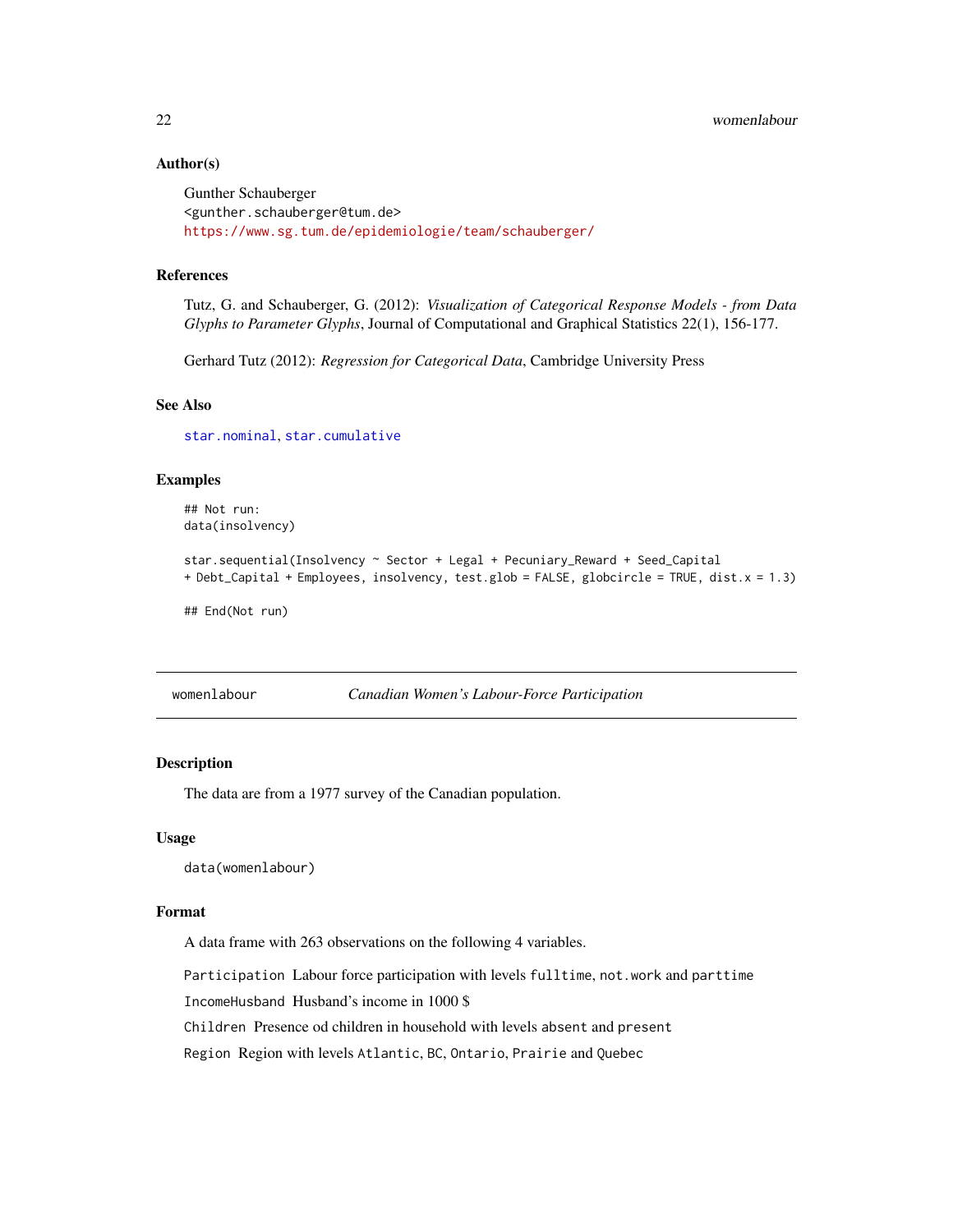### Author(s)

Gunther Schauberger
<gunther.schauberger@tum.de>
https://www.sg.tum.de/epidemiologie/team/schauberger/

### References

Tutz, G. and Schauberger, G. (2012): *Visualization of Categorical Response Models - from Data Glyphs to Parameter Glyphs*, Journal of Computational and Graphical Statistics 22(1), 156-177.

Gerhard Tutz (2012): *Regression for Categorical Data*, Cambridge University Press

### See Also

star.nominal, star.cumulative

### Examples

```
## Not run:
data(insolvency)

star.sequential(Insolvency ~ Sector + Legal + Pecuniary_Reward + Seed_Capital
+ Debt_Capital + Employees, insolvency, test.glob = FALSE, globcircle = TRUE, dist.x = 1.3)

## End(Not run)
```

---

## womenlabour — *Canadian Women's Labour-Force Participation*

### Description

The data are from a 1977 survey of the Canadian population.

### Usage

```
data(womenlabour)
```

### Format

A data frame with 263 observations on the following 4 variables.

`Participation` Labour force participation with levels `fulltime`, `not.work` and `parttime`

`IncomeHusband` Husband's income in 1000 $

`Children` Presence od children in household with levels `absent` and `present`

`Region` Region with levels `Atlantic`, `BC`, `Ontario`, `Prairie` and `Quebec`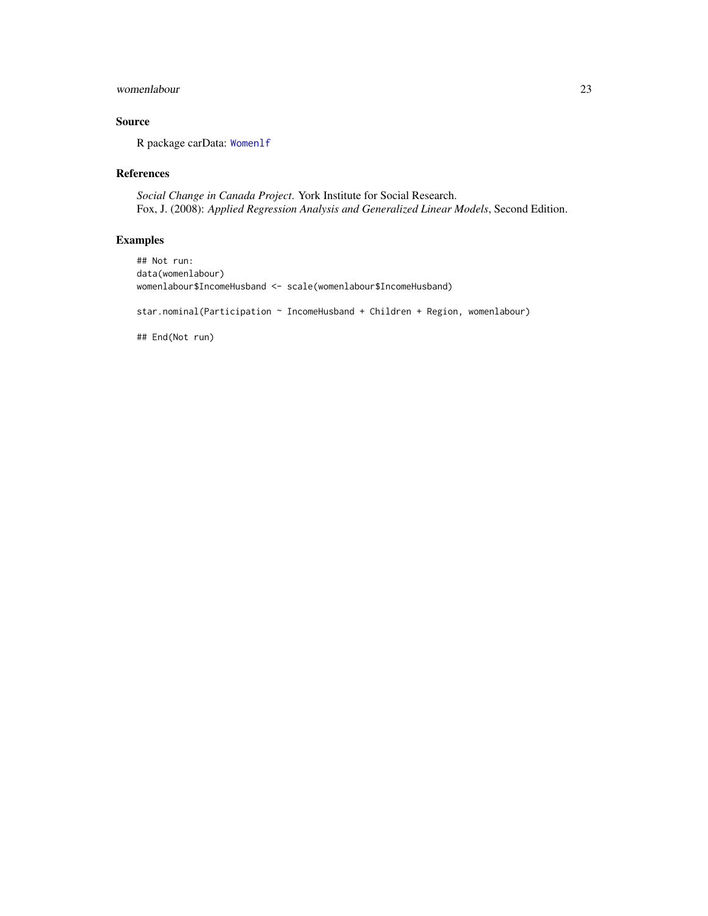## Source

R package carData: `Womenlf`

## References

*Social Change in Canada Project.* York Institute for Social Research.
Fox, J. (2008): *Applied Regression Analysis and Generalized Linear Models*, Second Edition.

## Examples

```
## Not run:
data(womenlabour)
womenlabour$IncomeHusband <- scale(womenlabour$IncomeHusband)

star.nominal(Participation ~ IncomeHusband + Children + Region, womenlabour)

## End(Not run)
```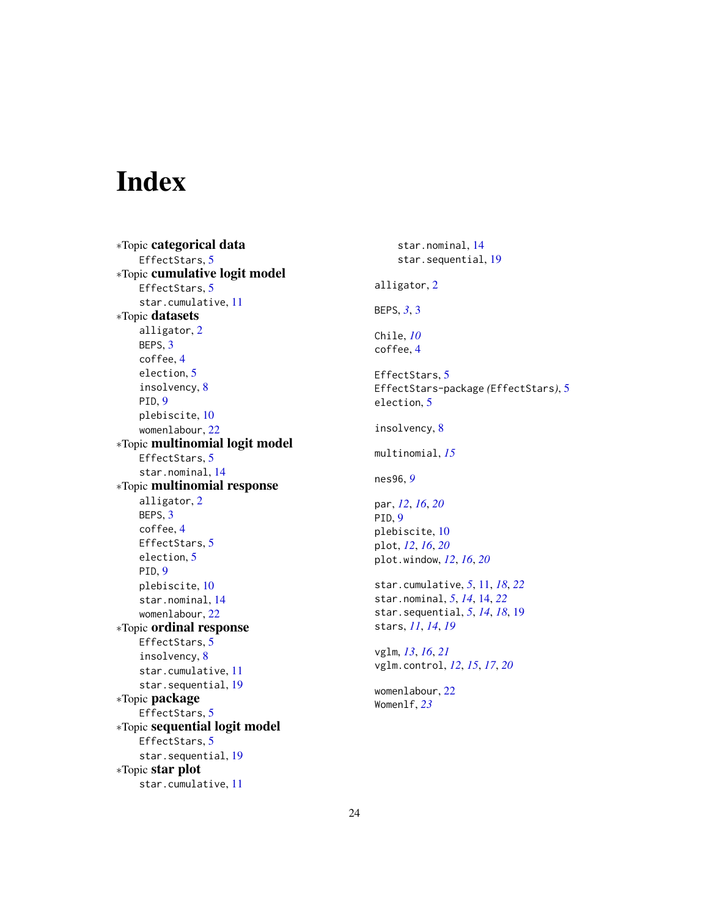# Index

*Topic **categorical data**
- EffectStars, 5

*Topic **cumulative logit model**
- EffectStars, 5
- star.cumulative, 11

*Topic **datasets**
- alligator, 2
- BEPS, 3
- coffee, 4
- election, 5
- insolvency, 8
- PID, 9
- plebiscite, 10
- womenlabour, 22

*Topic **multinomial logit model**
- EffectStars, 5
- star.nominal, 14

*Topic **multinomial response**
- alligator, 2
- BEPS, 3
- coffee, 4
- EffectStars, 5
- election, 5
- PID, 9
- plebiscite, 10
- star.nominal, 14
- womenlabour, 22

*Topic **ordinal response**
- EffectStars, 5
- insolvency, 8
- star.cumulative, 11
- star.sequential, 19

*Topic **package**
- EffectStars, 5

*Topic **sequential logit model**
- EffectStars, 5
- star.sequential, 19

*Topic **star plot**
- star.cumulative, 11
- star.nominal, 14
- star.sequential, 19

alligator, 2

BEPS, *3*, 3

Chile, *10*
coffee, 4

EffectStars, 5
EffectStars-package *(*EffectStars*)*, 5
election, 5

insolvency, 8

multinomial, *15*

nes96, *9*

par, *12*, *16*, *20*
PID, 9
plebiscite, 10
plot, *12*, *16*, *20*
plot.window, *12*, *16*, *20*

star.cumulative, *5*, 11, *18*, *22*
star.nominal, *5*, *14*, 14, *22*
star.sequential, *5*, *14*, *18*, 19
stars, *11*, *14*, *19*

vglm, *13*, *16*, *21*
vglm.control, *12*, *15*, *17*, *20*

womenlabour, 22
Womenlf, *23*